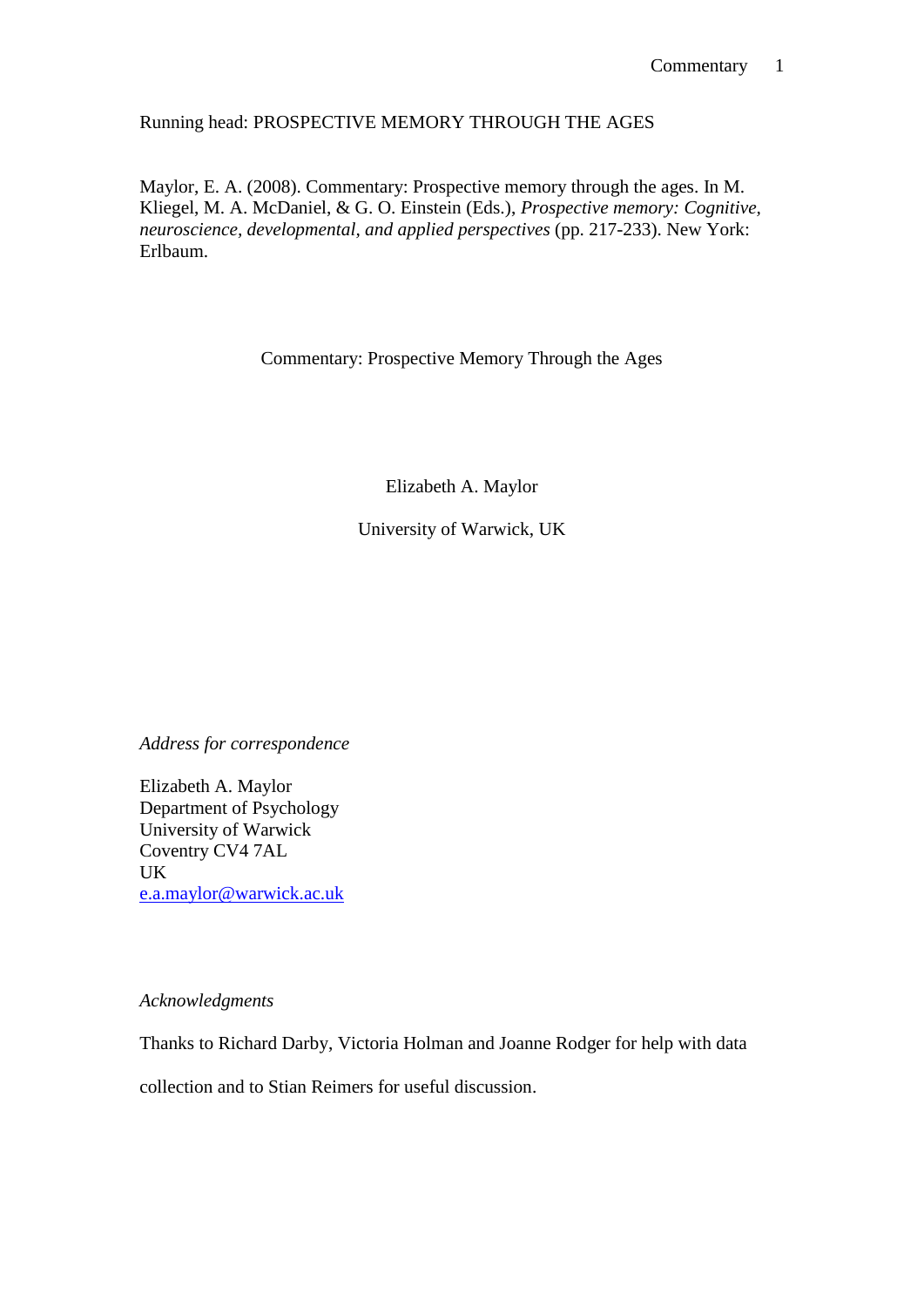Running head: PROSPECTIVE MEMORY THROUGH THE AGES

Maylor, E. A. (2008). Commentary: Prospective memory through the ages. In M. Kliegel, M. A. McDaniel, & G. O. Einstein (Eds.), *Prospective memory: Cognitive, neuroscience, developmental, and applied perspectives* (pp. 217-233). New York: Erlbaum.

# Commentary: Prospective Memory Through the Ages

Elizabeth A. Maylor

University of Warwick, UK

*Address for correspondence*

Elizabeth A. Maylor
Department of Psychology
University of Warwick
Coventry CV4 7AL
UK
e.a.maylor@warwick.ac.uk

*Acknowledgments*

Thanks to Richard Darby, Victoria Holman and Joanne Rodger for help with data collection and to Stian Reimers for useful discussion.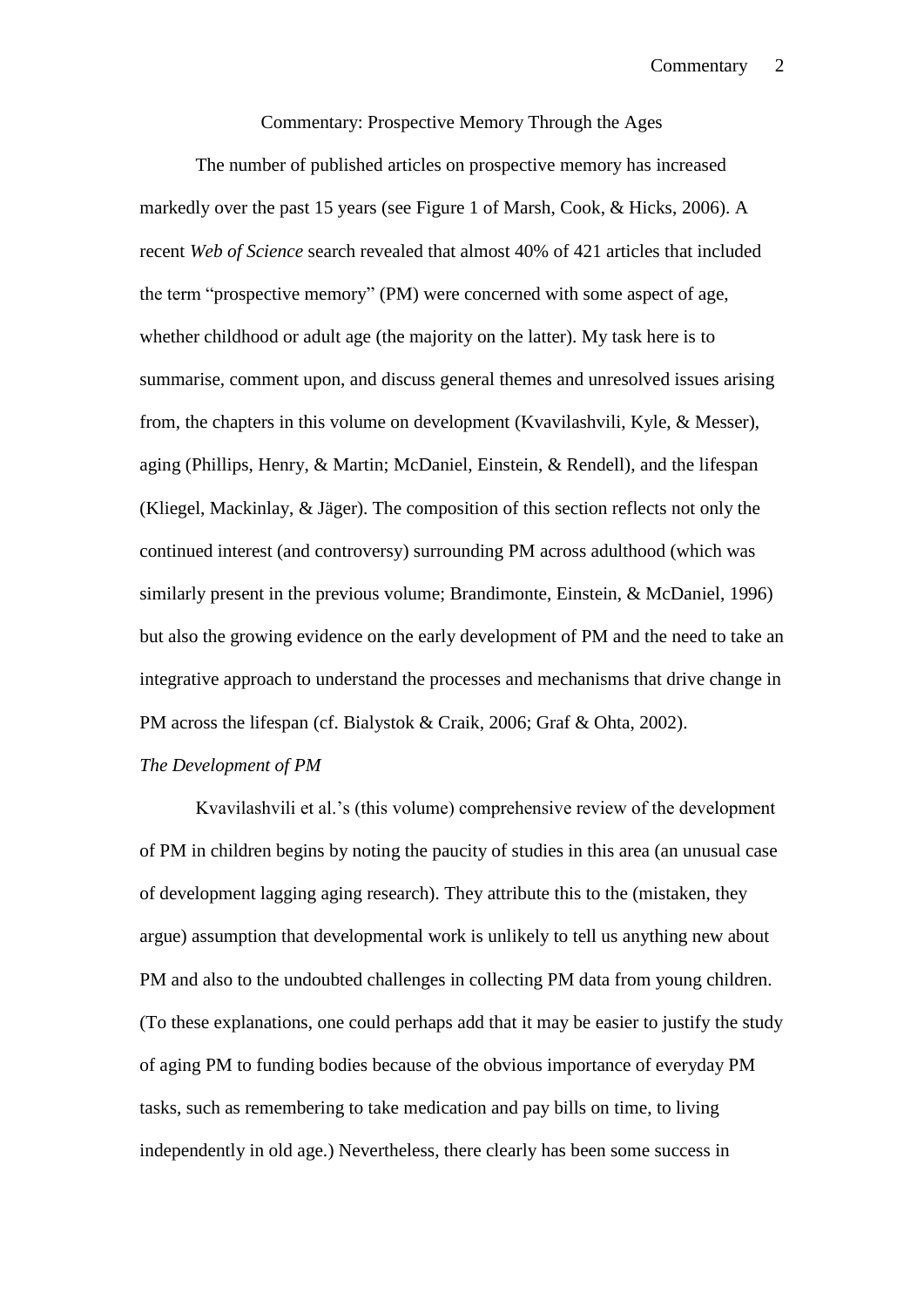Commentary: Prospective Memory Through the Ages

The number of published articles on prospective memory has increased markedly over the past 15 years (see Figure 1 of Marsh, Cook, & Hicks, 2006). A recent *Web of Science* search revealed that almost 40% of 421 articles that included the term “prospective memory” (PM) were concerned with some aspect of age, whether childhood or adult age (the majority on the latter). My task here is to summarise, comment upon, and discuss general themes and unresolved issues arising from, the chapters in this volume on development (Kvavilashvili, Kyle, & Messer), aging (Phillips, Henry, & Martin; McDaniel, Einstein, & Rendell), and the lifespan (Kliegel, Mackinlay, & Jäger). The composition of this section reflects not only the continued interest (and controversy) surrounding PM across adulthood (which was similarly present in the previous volume; Brandimonte, Einstein, & McDaniel, 1996) but also the growing evidence on the early development of PM and the need to take an integrative approach to understand the processes and mechanisms that drive change in PM across the lifespan (cf. Bialystok & Craik, 2006; Graf & Ohta, 2002).

*The Development of PM*

Kvavilashvili et al.’s (this volume) comprehensive review of the development of PM in children begins by noting the paucity of studies in this area (an unusual case of development lagging aging research). They attribute this to the (mistaken, they argue) assumption that developmental work is unlikely to tell us anything new about PM and also to the undoubted challenges in collecting PM data from young children. (To these explanations, one could perhaps add that it may be easier to justify the study of aging PM to funding bodies because of the obvious importance of everyday PM tasks, such as remembering to take medication and pay bills on time, to living independently in old age.) Nevertheless, there clearly has been some success in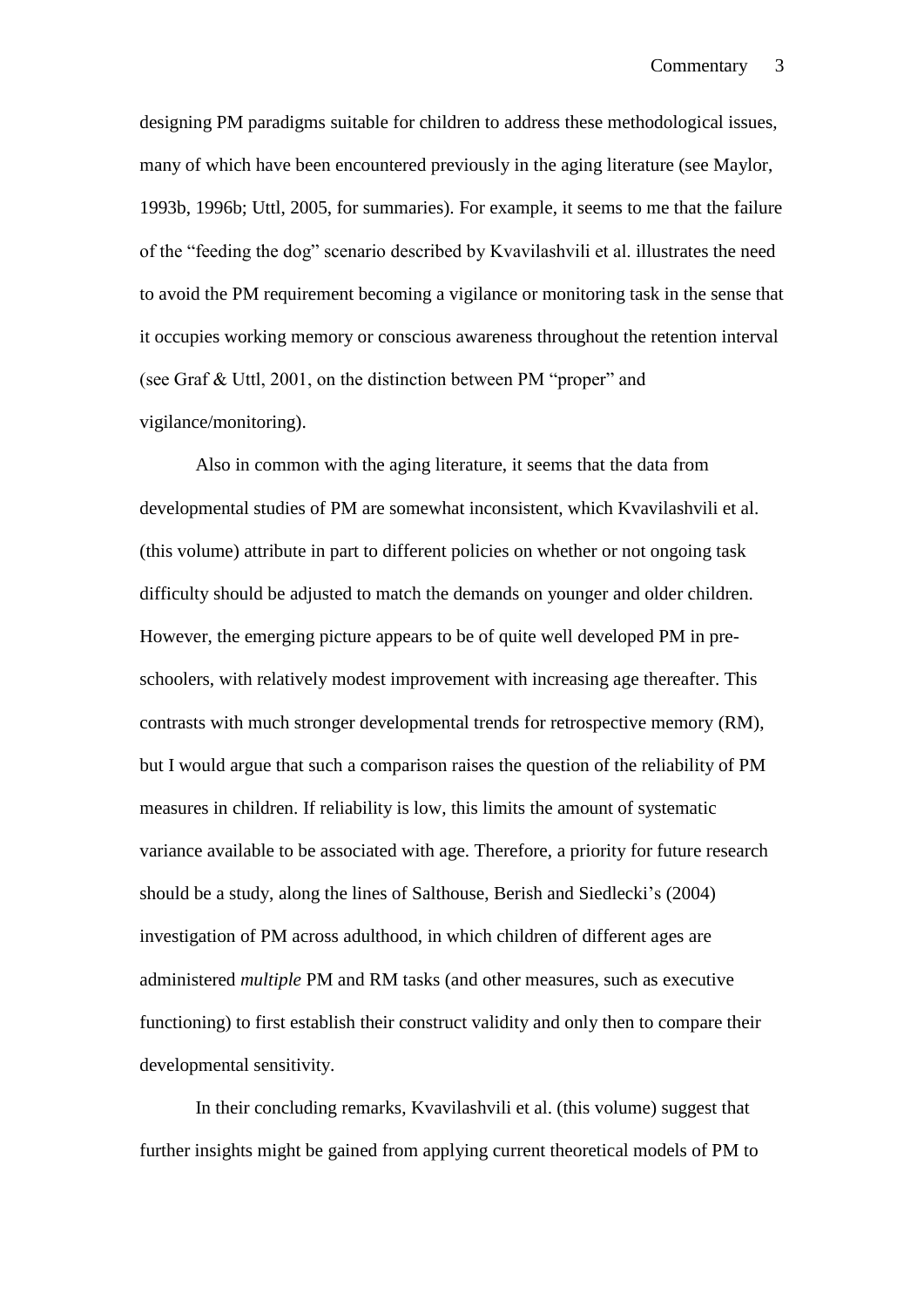designing PM paradigms suitable for children to address these methodological issues, many of which have been encountered previously in the aging literature (see Maylor, 1993b, 1996b; Uttl, 2005, for summaries). For example, it seems to me that the failure of the "feeding the dog" scenario described by Kvavilashvili et al. illustrates the need to avoid the PM requirement becoming a vigilance or monitoring task in the sense that it occupies working memory or conscious awareness throughout the retention interval (see Graf & Uttl, 2001, on the distinction between PM "proper" and vigilance/monitoring).

Also in common with the aging literature, it seems that the data from developmental studies of PM are somewhat inconsistent, which Kvavilashvili et al. (this volume) attribute in part to different policies on whether or not ongoing task difficulty should be adjusted to match the demands on younger and older children. However, the emerging picture appears to be of quite well developed PM in pre-schoolers, with relatively modest improvement with increasing age thereafter. This contrasts with much stronger developmental trends for retrospective memory (RM), but I would argue that such a comparison raises the question of the reliability of PM measures in children. If reliability is low, this limits the amount of systematic variance available to be associated with age. Therefore, a priority for future research should be a study, along the lines of Salthouse, Berish and Siedlecki's (2004) investigation of PM across adulthood, in which children of different ages are administered *multiple* PM and RM tasks (and other measures, such as executive functioning) to first establish their construct validity and only then to compare their developmental sensitivity.

In their concluding remarks, Kvavilashvili et al. (this volume) suggest that further insights might be gained from applying current theoretical models of PM to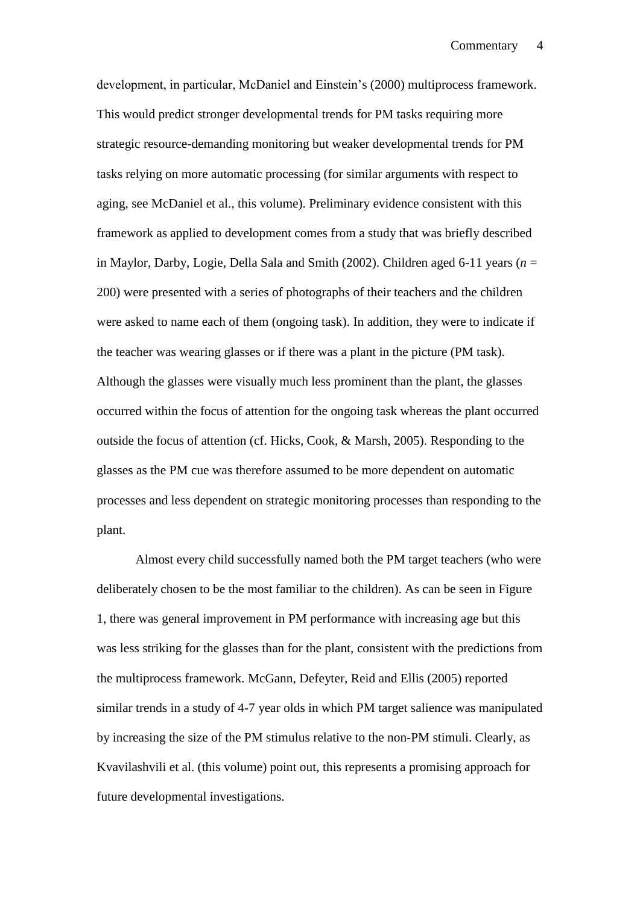development, in particular, McDaniel and Einstein's (2000) multiprocess framework. This would predict stronger developmental trends for PM tasks requiring more strategic resource-demanding monitoring but weaker developmental trends for PM tasks relying on more automatic processing (for similar arguments with respect to aging, see McDaniel et al., this volume). Preliminary evidence consistent with this framework as applied to development comes from a study that was briefly described in Maylor, Darby, Logie, Della Sala and Smith (2002). Children aged 6-11 years ($n$ = 200) were presented with a series of photographs of their teachers and the children were asked to name each of them (ongoing task). In addition, they were to indicate if the teacher was wearing glasses or if there was a plant in the picture (PM task). Although the glasses were visually much less prominent than the plant, the glasses occurred within the focus of attention for the ongoing task whereas the plant occurred outside the focus of attention (cf. Hicks, Cook, & Marsh, 2005). Responding to the glasses as the PM cue was therefore assumed to be more dependent on automatic processes and less dependent on strategic monitoring processes than responding to the plant.

Almost every child successfully named both the PM target teachers (who were deliberately chosen to be the most familiar to the children). As can be seen in Figure 1, there was general improvement in PM performance with increasing age but this was less striking for the glasses than for the plant, consistent with the predictions from the multiprocess framework. McGann, Defeyter, Reid and Ellis (2005) reported similar trends in a study of 4-7 year olds in which PM target salience was manipulated by increasing the size of the PM stimulus relative to the non-PM stimuli. Clearly, as Kvavilashvili et al. (this volume) point out, this represents a promising approach for future developmental investigations.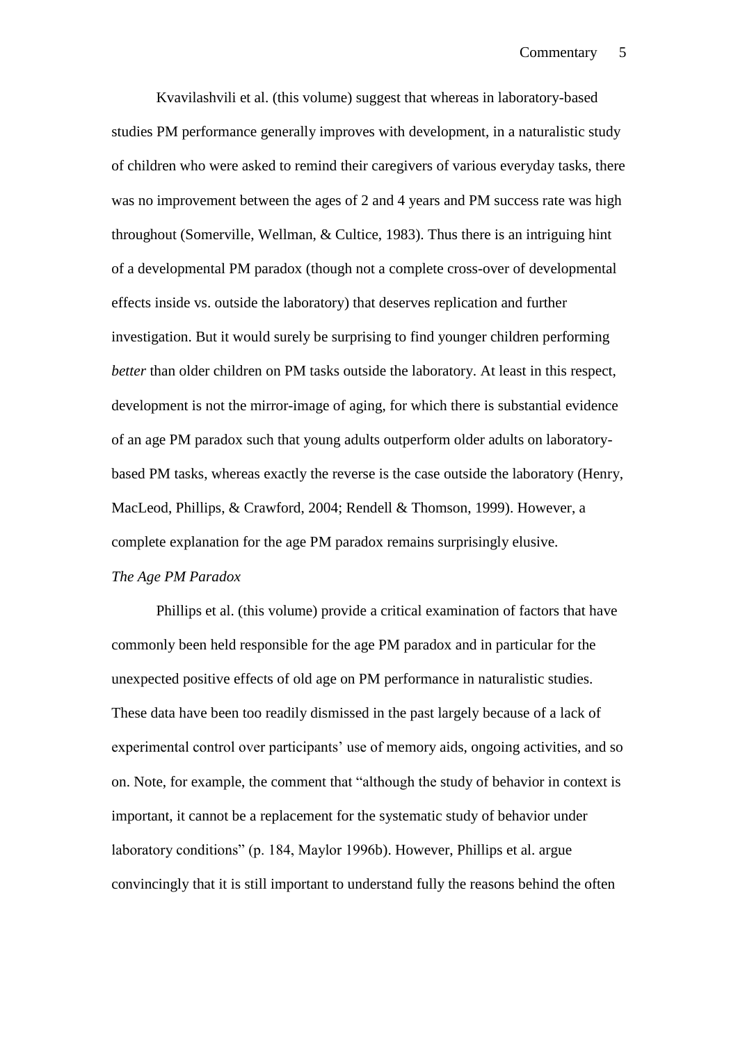Kvavilashvili et al. (this volume) suggest that whereas in laboratory-based studies PM performance generally improves with development, in a naturalistic study of children who were asked to remind their caregivers of various everyday tasks, there was no improvement between the ages of 2 and 4 years and PM success rate was high throughout (Somerville, Wellman, & Cultice, 1983). Thus there is an intriguing hint of a developmental PM paradox (though not a complete cross-over of developmental effects inside vs. outside the laboratory) that deserves replication and further investigation. But it would surely be surprising to find younger children performing *better* than older children on PM tasks outside the laboratory. At least in this respect, development is not the mirror-image of aging, for which there is substantial evidence of an age PM paradox such that young adults outperform older adults on laboratory-based PM tasks, whereas exactly the reverse is the case outside the laboratory (Henry, MacLeod, Phillips, & Crawford, 2004; Rendell & Thomson, 1999). However, a complete explanation for the age PM paradox remains surprisingly elusive.

*The Age PM Paradox*

Phillips et al. (this volume) provide a critical examination of factors that have commonly been held responsible for the age PM paradox and in particular for the unexpected positive effects of old age on PM performance in naturalistic studies. These data have been too readily dismissed in the past largely because of a lack of experimental control over participants' use of memory aids, ongoing activities, and so on. Note, for example, the comment that "although the study of behavior in context is important, it cannot be a replacement for the systematic study of behavior under laboratory conditions" (p. 184, Maylor 1996b). However, Phillips et al. argue convincingly that it is still important to understand fully the reasons behind the often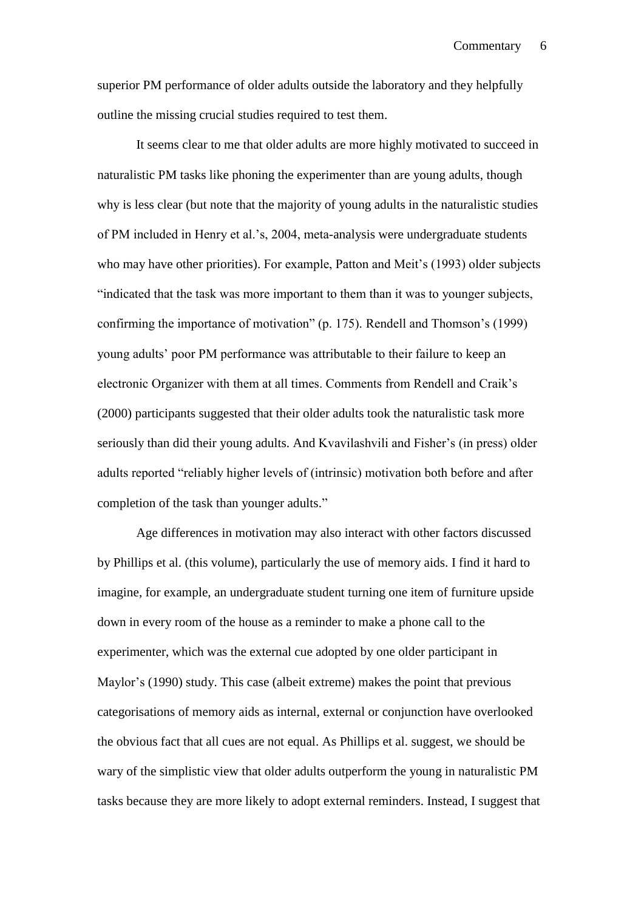superior PM performance of older adults outside the laboratory and they helpfully outline the missing crucial studies required to test them.

It seems clear to me that older adults are more highly motivated to succeed in naturalistic PM tasks like phoning the experimenter than are young adults, though why is less clear (but note that the majority of young adults in the naturalistic studies of PM included in Henry et al.'s, 2004, meta-analysis were undergraduate students who may have other priorities). For example, Patton and Meit's (1993) older subjects "indicated that the task was more important to them than it was to younger subjects, confirming the importance of motivation" (p. 175). Rendell and Thomson's (1999) young adults' poor PM performance was attributable to their failure to keep an electronic Organizer with them at all times. Comments from Rendell and Craik's (2000) participants suggested that their older adults took the naturalistic task more seriously than did their young adults. And Kvavilashvili and Fisher's (in press) older adults reported "reliably higher levels of (intrinsic) motivation both before and after completion of the task than younger adults."

Age differences in motivation may also interact with other factors discussed by Phillips et al. (this volume), particularly the use of memory aids. I find it hard to imagine, for example, an undergraduate student turning one item of furniture upside down in every room of the house as a reminder to make a phone call to the experimenter, which was the external cue adopted by one older participant in Maylor's (1990) study. This case (albeit extreme) makes the point that previous categorisations of memory aids as internal, external or conjunction have overlooked the obvious fact that all cues are not equal. As Phillips et al. suggest, we should be wary of the simplistic view that older adults outperform the young in naturalistic PM tasks because they are more likely to adopt external reminders. Instead, I suggest that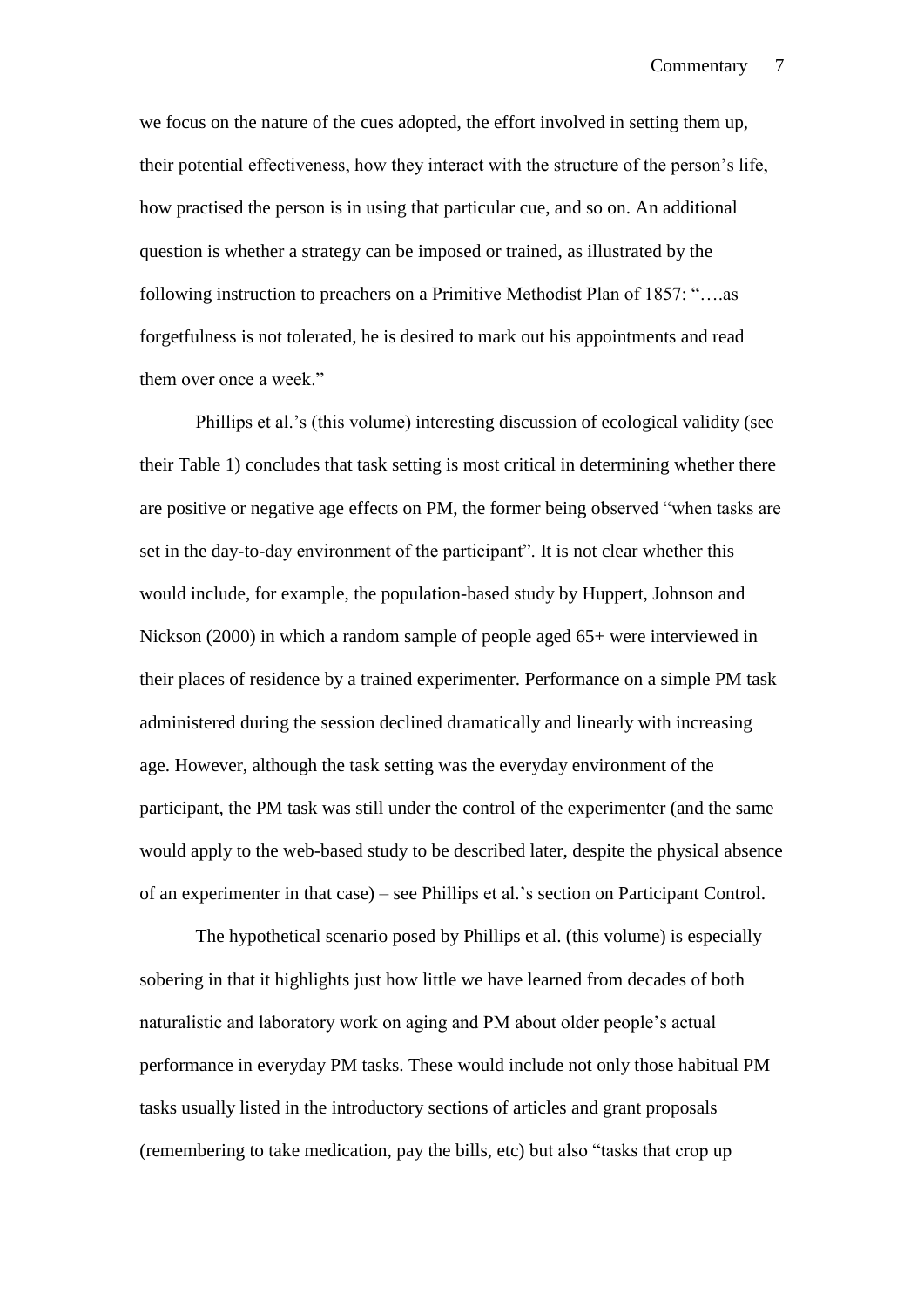we focus on the nature of the cues adopted, the effort involved in setting them up, their potential effectiveness, how they interact with the structure of the person's life, how practised the person is in using that particular cue, and so on. An additional question is whether a strategy can be imposed or trained, as illustrated by the following instruction to preachers on a Primitive Methodist Plan of 1857: "….as forgetfulness is not tolerated, he is desired to mark out his appointments and read them over once a week."

Phillips et al.'s (this volume) interesting discussion of ecological validity (see their Table 1) concludes that task setting is most critical in determining whether there are positive or negative age effects on PM, the former being observed "when tasks are set in the day-to-day environment of the participant". It is not clear whether this would include, for example, the population-based study by Huppert, Johnson and Nickson (2000) in which a random sample of people aged 65+ were interviewed in their places of residence by a trained experimenter. Performance on a simple PM task administered during the session declined dramatically and linearly with increasing age. However, although the task setting was the everyday environment of the participant, the PM task was still under the control of the experimenter (and the same would apply to the web-based study to be described later, despite the physical absence of an experimenter in that case) – see Phillips et al.'s section on Participant Control.

The hypothetical scenario posed by Phillips et al. (this volume) is especially sobering in that it highlights just how little we have learned from decades of both naturalistic and laboratory work on aging and PM about older people's actual performance in everyday PM tasks. These would include not only those habitual PM tasks usually listed in the introductory sections of articles and grant proposals (remembering to take medication, pay the bills, etc) but also "tasks that crop up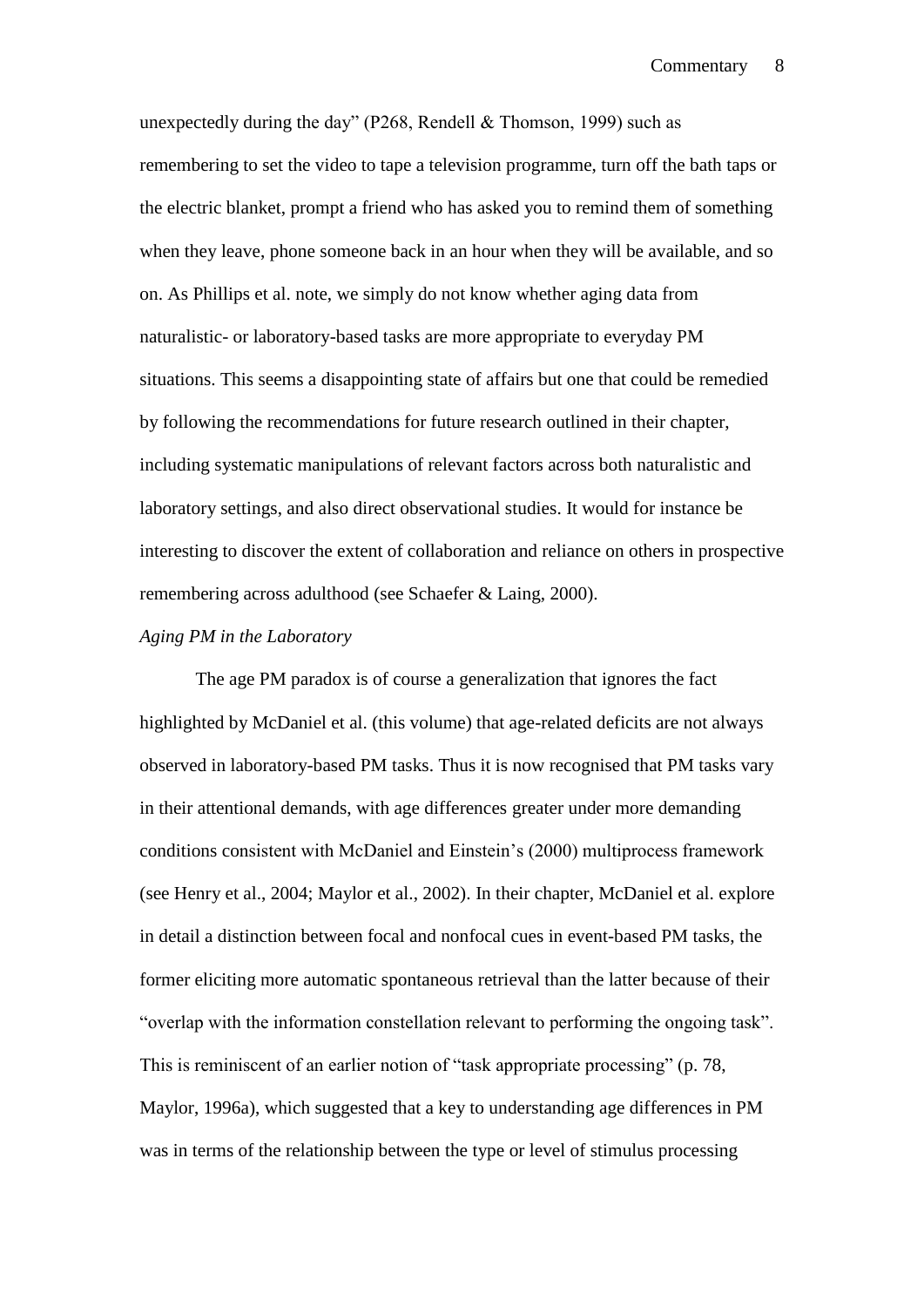unexpectedly during the day" (P268, Rendell & Thomson, 1999) such as remembering to set the video to tape a television programme, turn off the bath taps or the electric blanket, prompt a friend who has asked you to remind them of something when they leave, phone someone back in an hour when they will be available, and so on. As Phillips et al. note, we simply do not know whether aging data from naturalistic- or laboratory-based tasks are more appropriate to everyday PM situations. This seems a disappointing state of affairs but one that could be remedied by following the recommendations for future research outlined in their chapter, including systematic manipulations of relevant factors across both naturalistic and laboratory settings, and also direct observational studies. It would for instance be interesting to discover the extent of collaboration and reliance on others in prospective remembering across adulthood (see Schaefer & Laing, 2000).

*Aging PM in the Laboratory*

The age PM paradox is of course a generalization that ignores the fact highlighted by McDaniel et al. (this volume) that age-related deficits are not always observed in laboratory-based PM tasks. Thus it is now recognised that PM tasks vary in their attentional demands, with age differences greater under more demanding conditions consistent with McDaniel and Einstein's (2000) multiprocess framework (see Henry et al., 2004; Maylor et al., 2002). In their chapter, McDaniel et al. explore in detail a distinction between focal and nonfocal cues in event-based PM tasks, the former eliciting more automatic spontaneous retrieval than the latter because of their "overlap with the information constellation relevant to performing the ongoing task". This is reminiscent of an earlier notion of "task appropriate processing" (p. 78, Maylor, 1996a), which suggested that a key to understanding age differences in PM was in terms of the relationship between the type or level of stimulus processing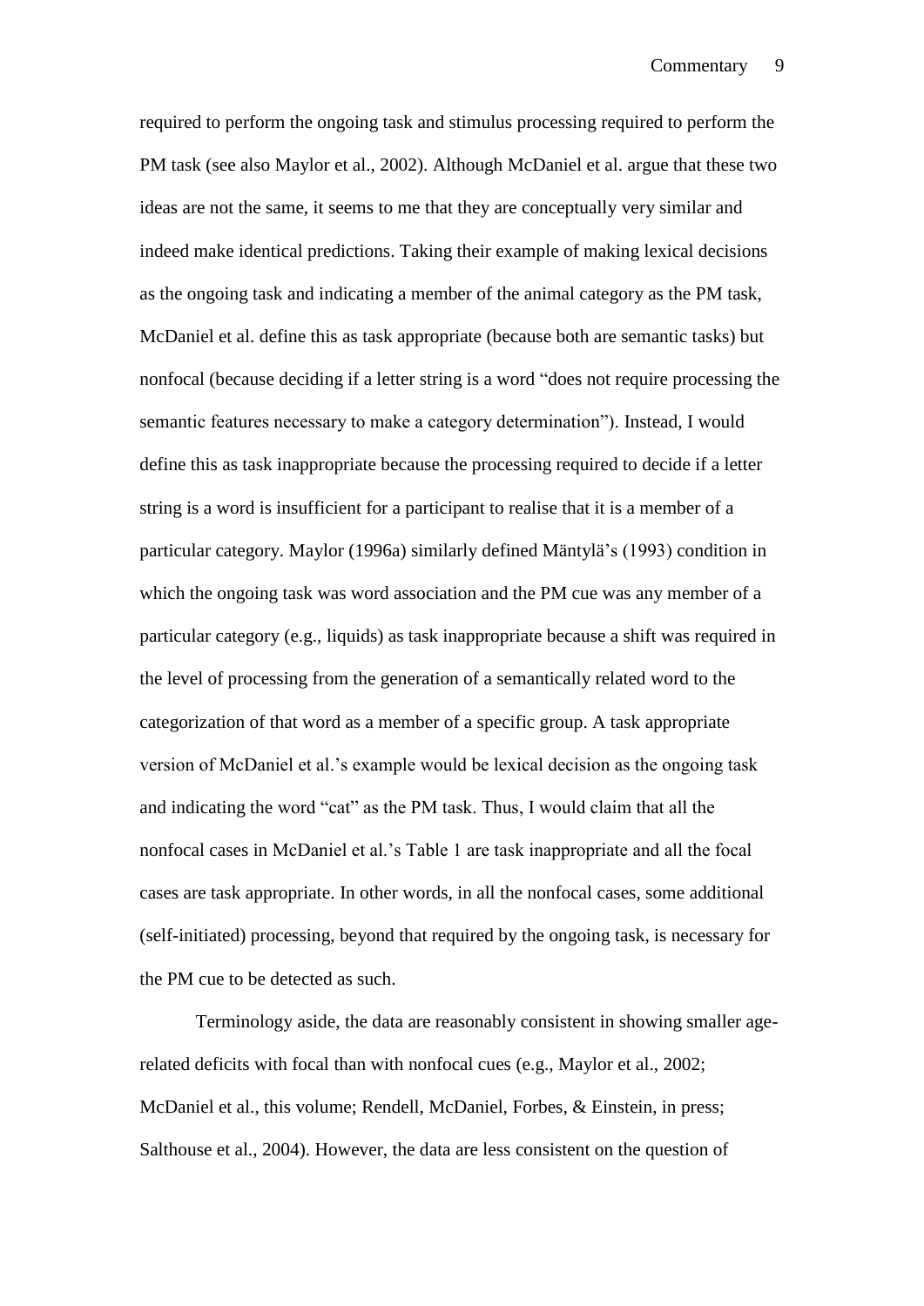required to perform the ongoing task and stimulus processing required to perform the PM task (see also Maylor et al., 2002). Although McDaniel et al. argue that these two ideas are not the same, it seems to me that they are conceptually very similar and indeed make identical predictions. Taking their example of making lexical decisions as the ongoing task and indicating a member of the animal category as the PM task, McDaniel et al. define this as task appropriate (because both are semantic tasks) but nonfocal (because deciding if a letter string is a word "does not require processing the semantic features necessary to make a category determination"). Instead, I would define this as task inappropriate because the processing required to decide if a letter string is a word is insufficient for a participant to realise that it is a member of a particular category. Maylor (1996a) similarly defined Mäntylä's (1993) condition in which the ongoing task was word association and the PM cue was any member of a particular category (e.g., liquids) as task inappropriate because a shift was required in the level of processing from the generation of a semantically related word to the categorization of that word as a member of a specific group. A task appropriate version of McDaniel et al.'s example would be lexical decision as the ongoing task and indicating the word "cat" as the PM task. Thus, I would claim that all the nonfocal cases in McDaniel et al.'s Table 1 are task inappropriate and all the focal cases are task appropriate. In other words, in all the nonfocal cases, some additional (self-initiated) processing, beyond that required by the ongoing task, is necessary for the PM cue to be detected as such.

Terminology aside, the data are reasonably consistent in showing smaller age-related deficits with focal than with nonfocal cues (e.g., Maylor et al., 2002; McDaniel et al., this volume; Rendell, McDaniel, Forbes, & Einstein, in press; Salthouse et al., 2004). However, the data are less consistent on the question of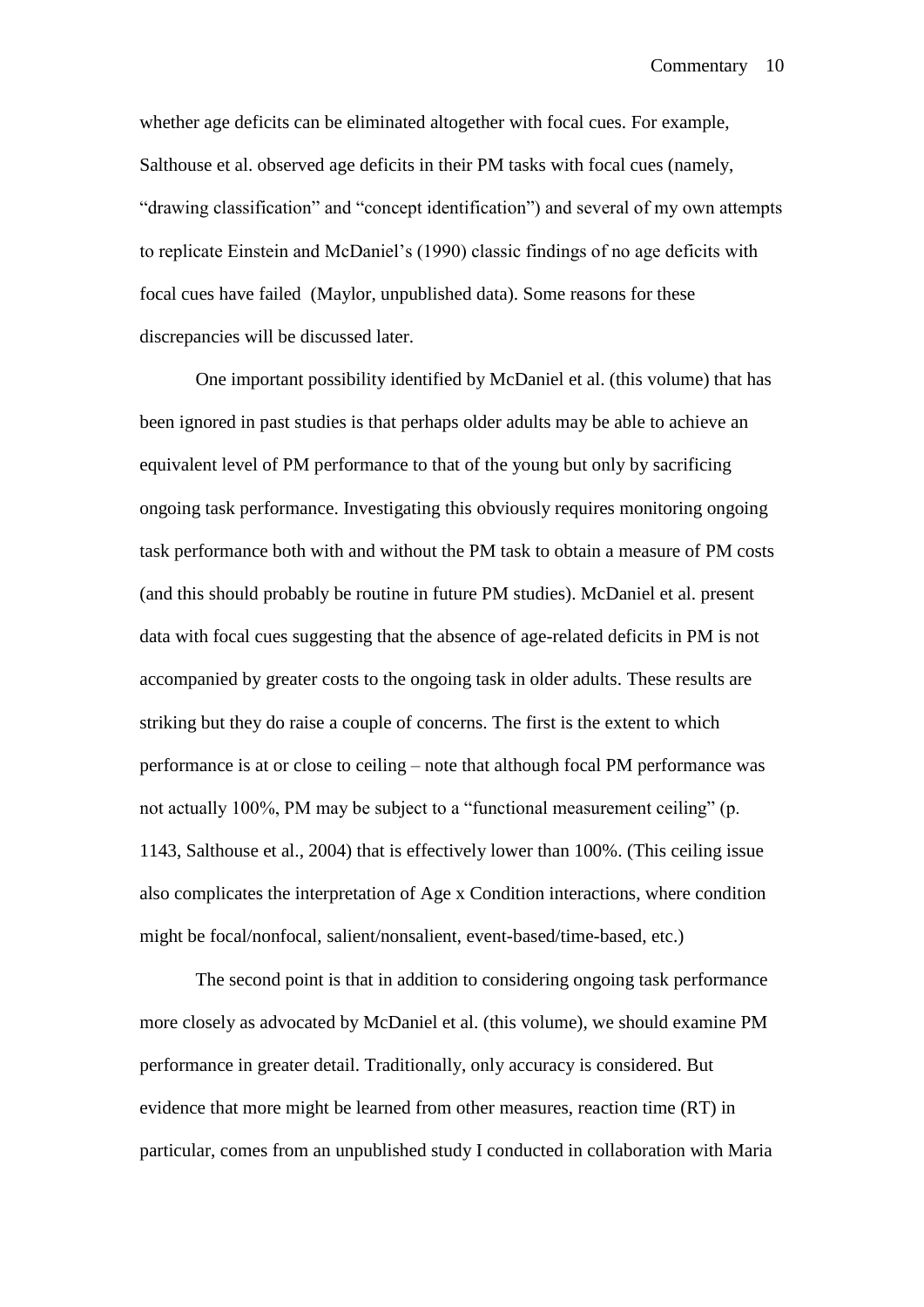whether age deficits can be eliminated altogether with focal cues. For example, Salthouse et al. observed age deficits in their PM tasks with focal cues (namely, "drawing classification" and "concept identification") and several of my own attempts to replicate Einstein and McDaniel's (1990) classic findings of no age deficits with focal cues have failed (Maylor, unpublished data). Some reasons for these discrepancies will be discussed later.

One important possibility identified by McDaniel et al. (this volume) that has been ignored in past studies is that perhaps older adults may be able to achieve an equivalent level of PM performance to that of the young but only by sacrificing ongoing task performance. Investigating this obviously requires monitoring ongoing task performance both with and without the PM task to obtain a measure of PM costs (and this should probably be routine in future PM studies). McDaniel et al. present data with focal cues suggesting that the absence of age-related deficits in PM is not accompanied by greater costs to the ongoing task in older adults. These results are striking but they do raise a couple of concerns. The first is the extent to which performance is at or close to ceiling – note that although focal PM performance was not actually 100%, PM may be subject to a "functional measurement ceiling" (p. 1143, Salthouse et al., 2004) that is effectively lower than 100%. (This ceiling issue also complicates the interpretation of Age x Condition interactions, where condition might be focal/nonfocal, salient/nonsalient, event-based/time-based, etc.)

The second point is that in addition to considering ongoing task performance more closely as advocated by McDaniel et al. (this volume), we should examine PM performance in greater detail. Traditionally, only accuracy is considered. But evidence that more might be learned from other measures, reaction time (RT) in particular, comes from an unpublished study I conducted in collaboration with Maria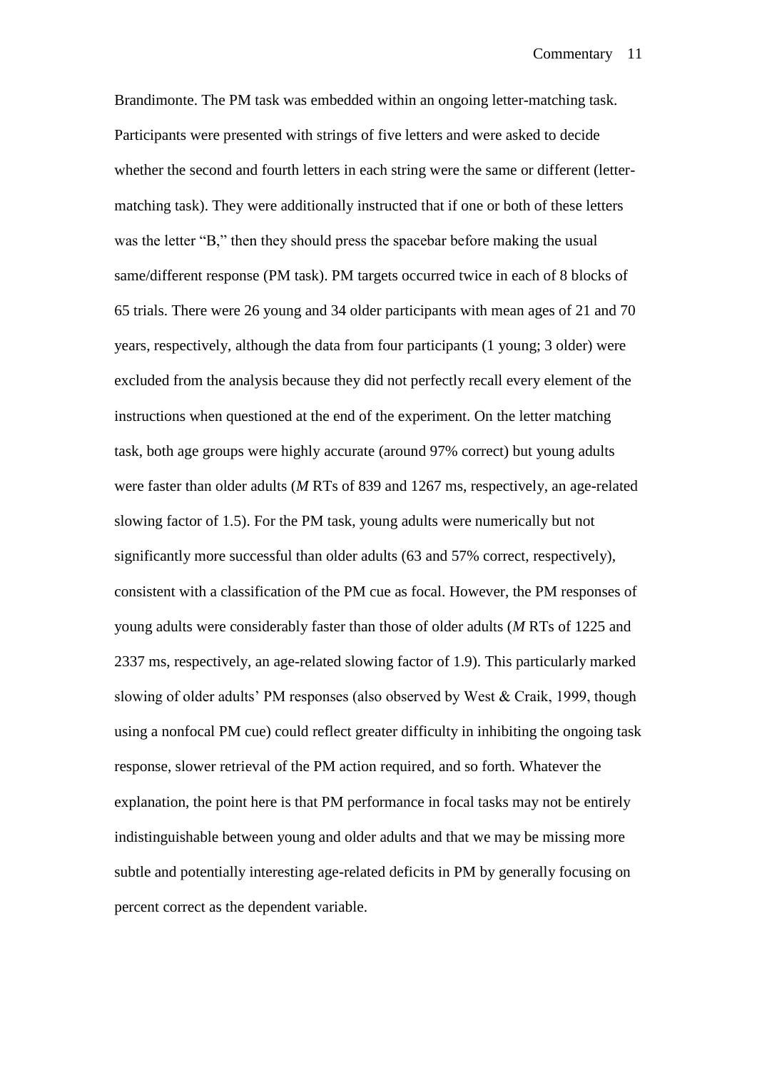Brandimonte. The PM task was embedded within an ongoing letter-matching task. Participants were presented with strings of five letters and were asked to decide whether the second and fourth letters in each string were the same or different (letter-matching task). They were additionally instructed that if one or both of these letters was the letter "B," then they should press the spacebar before making the usual same/different response (PM task). PM targets occurred twice in each of 8 blocks of 65 trials. There were 26 young and 34 older participants with mean ages of 21 and 70 years, respectively, although the data from four participants (1 young; 3 older) were excluded from the analysis because they did not perfectly recall every element of the instructions when questioned at the end of the experiment. On the letter matching task, both age groups were highly accurate (around 97% correct) but young adults were faster than older adults (*M* RTs of 839 and 1267 ms, respectively, an age-related slowing factor of 1.5). For the PM task, young adults were numerically but not significantly more successful than older adults (63 and 57% correct, respectively), consistent with a classification of the PM cue as focal. However, the PM responses of young adults were considerably faster than those of older adults (*M* RTs of 1225 and 2337 ms, respectively, an age-related slowing factor of 1.9). This particularly marked slowing of older adults' PM responses (also observed by West & Craik, 1999, though using a nonfocal PM cue) could reflect greater difficulty in inhibiting the ongoing task response, slower retrieval of the PM action required, and so forth. Whatever the explanation, the point here is that PM performance in focal tasks may not be entirely indistinguishable between young and older adults and that we may be missing more subtle and potentially interesting age-related deficits in PM by generally focusing on percent correct as the dependent variable.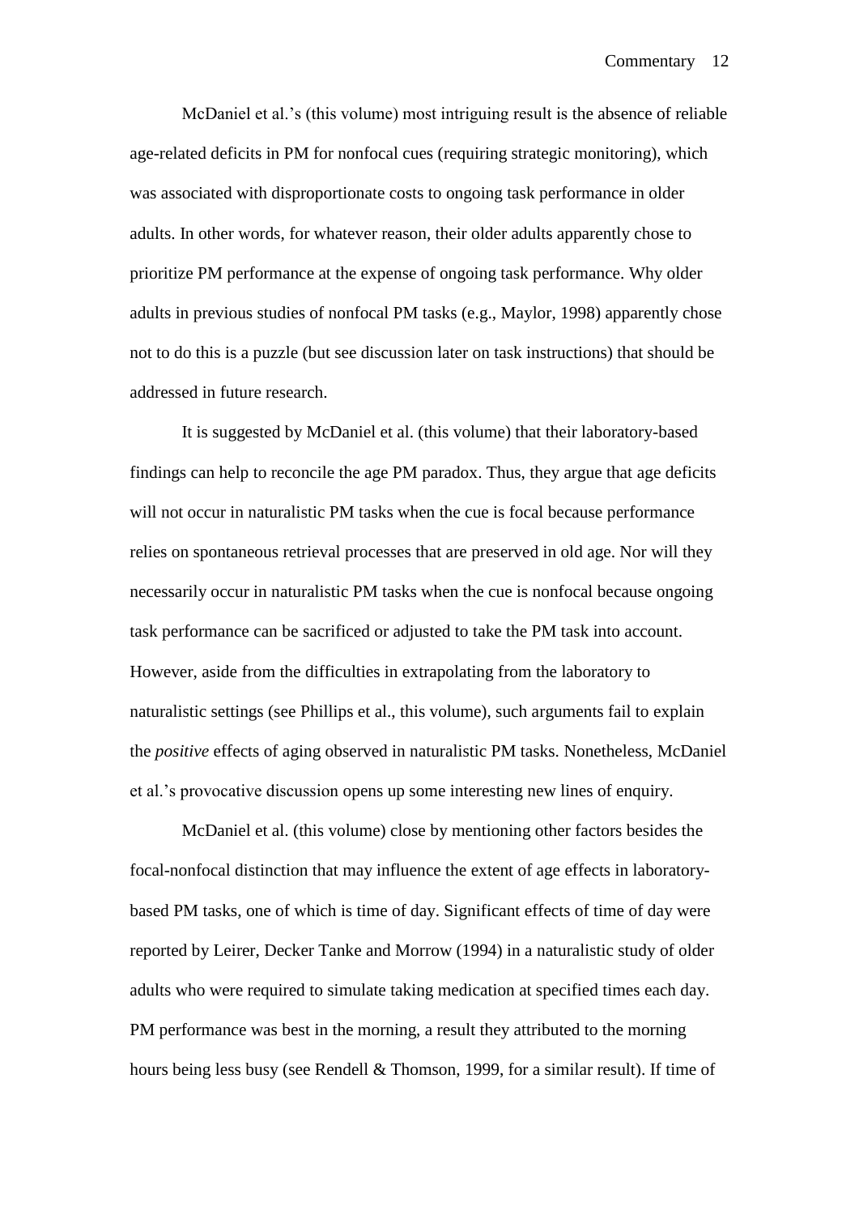McDaniel et al.’s (this volume) most intriguing result is the absence of reliable age-related deficits in PM for nonfocal cues (requiring strategic monitoring), which was associated with disproportionate costs to ongoing task performance in older adults. In other words, for whatever reason, their older adults apparently chose to prioritize PM performance at the expense of ongoing task performance. Why older adults in previous studies of nonfocal PM tasks (e.g., Maylor, 1998) apparently chose not to do this is a puzzle (but see discussion later on task instructions) that should be addressed in future research.

It is suggested by McDaniel et al. (this volume) that their laboratory-based findings can help to reconcile the age PM paradox. Thus, they argue that age deficits will not occur in naturalistic PM tasks when the cue is focal because performance relies on spontaneous retrieval processes that are preserved in old age. Nor will they necessarily occur in naturalistic PM tasks when the cue is nonfocal because ongoing task performance can be sacrificed or adjusted to take the PM task into account. However, aside from the difficulties in extrapolating from the laboratory to naturalistic settings (see Phillips et al., this volume), such arguments fail to explain the *positive* effects of aging observed in naturalistic PM tasks. Nonetheless, McDaniel et al.’s provocative discussion opens up some interesting new lines of enquiry.

McDaniel et al. (this volume) close by mentioning other factors besides the focal-nonfocal distinction that may influence the extent of age effects in laboratory-based PM tasks, one of which is time of day. Significant effects of time of day were reported by Leirer, Decker Tanke and Morrow (1994) in a naturalistic study of older adults who were required to simulate taking medication at specified times each day. PM performance was best in the morning, a result they attributed to the morning hours being less busy (see Rendell & Thomson, 1999, for a similar result). If time of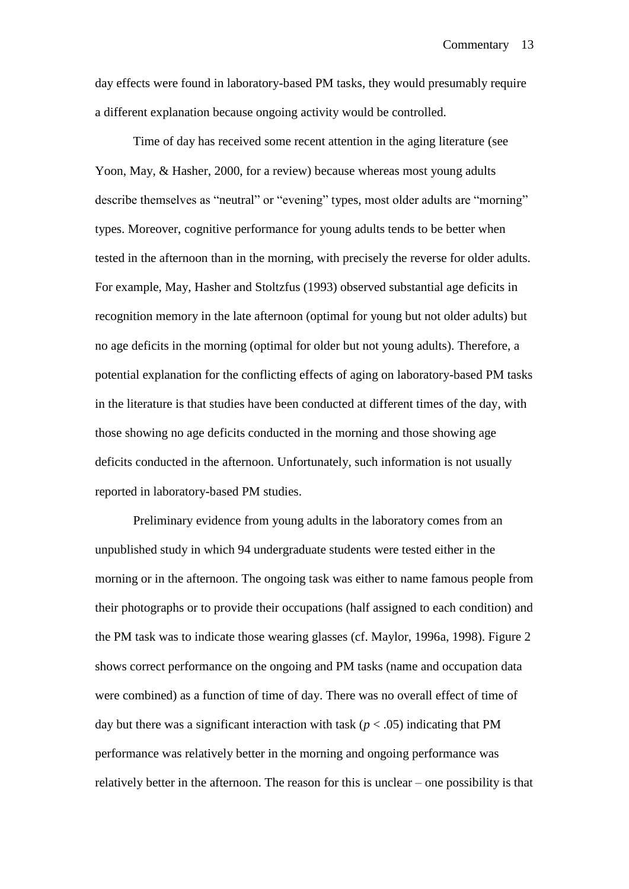day effects were found in laboratory-based PM tasks, they would presumably require a different explanation because ongoing activity would be controlled.

Time of day has received some recent attention in the aging literature (see Yoon, May, & Hasher, 2000, for a review) because whereas most young adults describe themselves as "neutral" or "evening" types, most older adults are "morning" types. Moreover, cognitive performance for young adults tends to be better when tested in the afternoon than in the morning, with precisely the reverse for older adults. For example, May, Hasher and Stoltzfus (1993) observed substantial age deficits in recognition memory in the late afternoon (optimal for young but not older adults) but no age deficits in the morning (optimal for older but not young adults). Therefore, a potential explanation for the conflicting effects of aging on laboratory-based PM tasks in the literature is that studies have been conducted at different times of the day, with those showing no age deficits conducted in the morning and those showing age deficits conducted in the afternoon. Unfortunately, such information is not usually reported in laboratory-based PM studies.

Preliminary evidence from young adults in the laboratory comes from an unpublished study in which 94 undergraduate students were tested either in the morning or in the afternoon. The ongoing task was either to name famous people from their photographs or to provide their occupations (half assigned to each condition) and the PM task was to indicate those wearing glasses (cf. Maylor, 1996a, 1998). Figure 2 shows correct performance on the ongoing and PM tasks (name and occupation data were combined) as a function of time of day. There was no overall effect of time of day but there was a significant interaction with task ($p < .05$) indicating that PM performance was relatively better in the morning and ongoing performance was relatively better in the afternoon. The reason for this is unclear – one possibility is that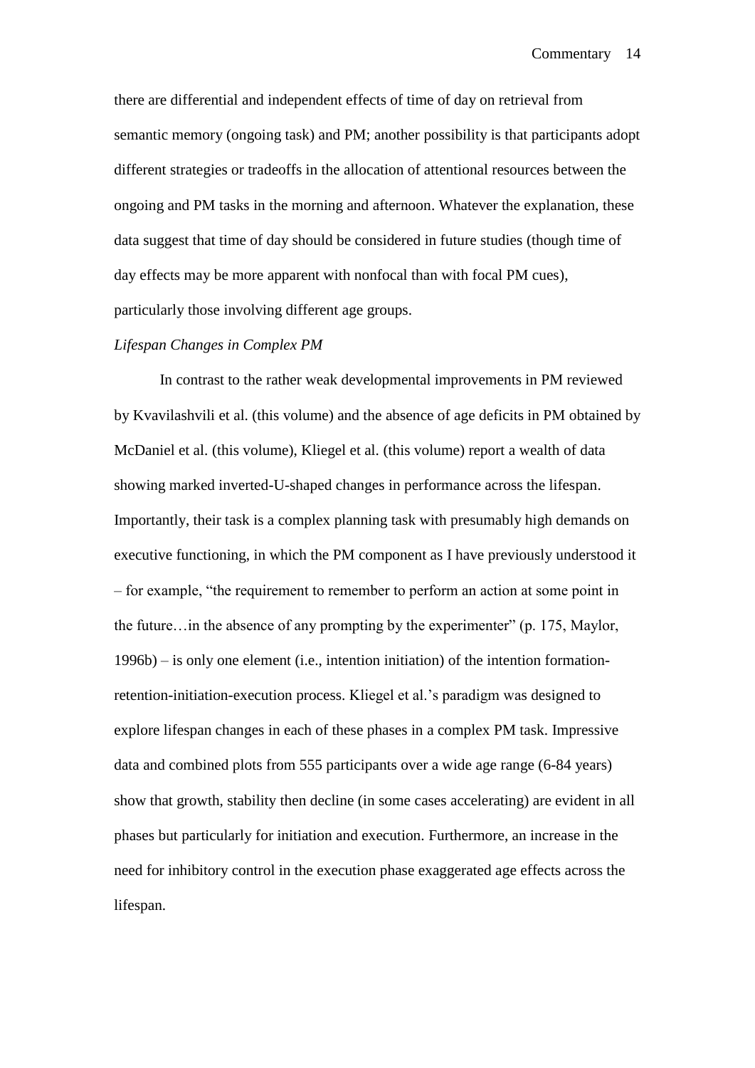there are differential and independent effects of time of day on retrieval from semantic memory (ongoing task) and PM; another possibility is that participants adopt different strategies or tradeoffs in the allocation of attentional resources between the ongoing and PM tasks in the morning and afternoon. Whatever the explanation, these data suggest that time of day should be considered in future studies (though time of day effects may be more apparent with nonfocal than with focal PM cues), particularly those involving different age groups.

*Lifespan Changes in Complex PM*

In contrast to the rather weak developmental improvements in PM reviewed by Kvavilashvili et al. (this volume) and the absence of age deficits in PM obtained by McDaniel et al. (this volume), Kliegel et al. (this volume) report a wealth of data showing marked inverted-U-shaped changes in performance across the lifespan. Importantly, their task is a complex planning task with presumably high demands on executive functioning, in which the PM component as I have previously understood it – for example, "the requirement to remember to perform an action at some point in the future…in the absence of any prompting by the experimenter" (p. 175, Maylor, 1996b) – is only one element (i.e., intention initiation) of the intention formation-retention-initiation-execution process. Kliegel et al.'s paradigm was designed to explore lifespan changes in each of these phases in a complex PM task. Impressive data and combined plots from 555 participants over a wide age range (6-84 years) show that growth, stability then decline (in some cases accelerating) are evident in all phases but particularly for initiation and execution. Furthermore, an increase in the need for inhibitory control in the execution phase exaggerated age effects across the lifespan.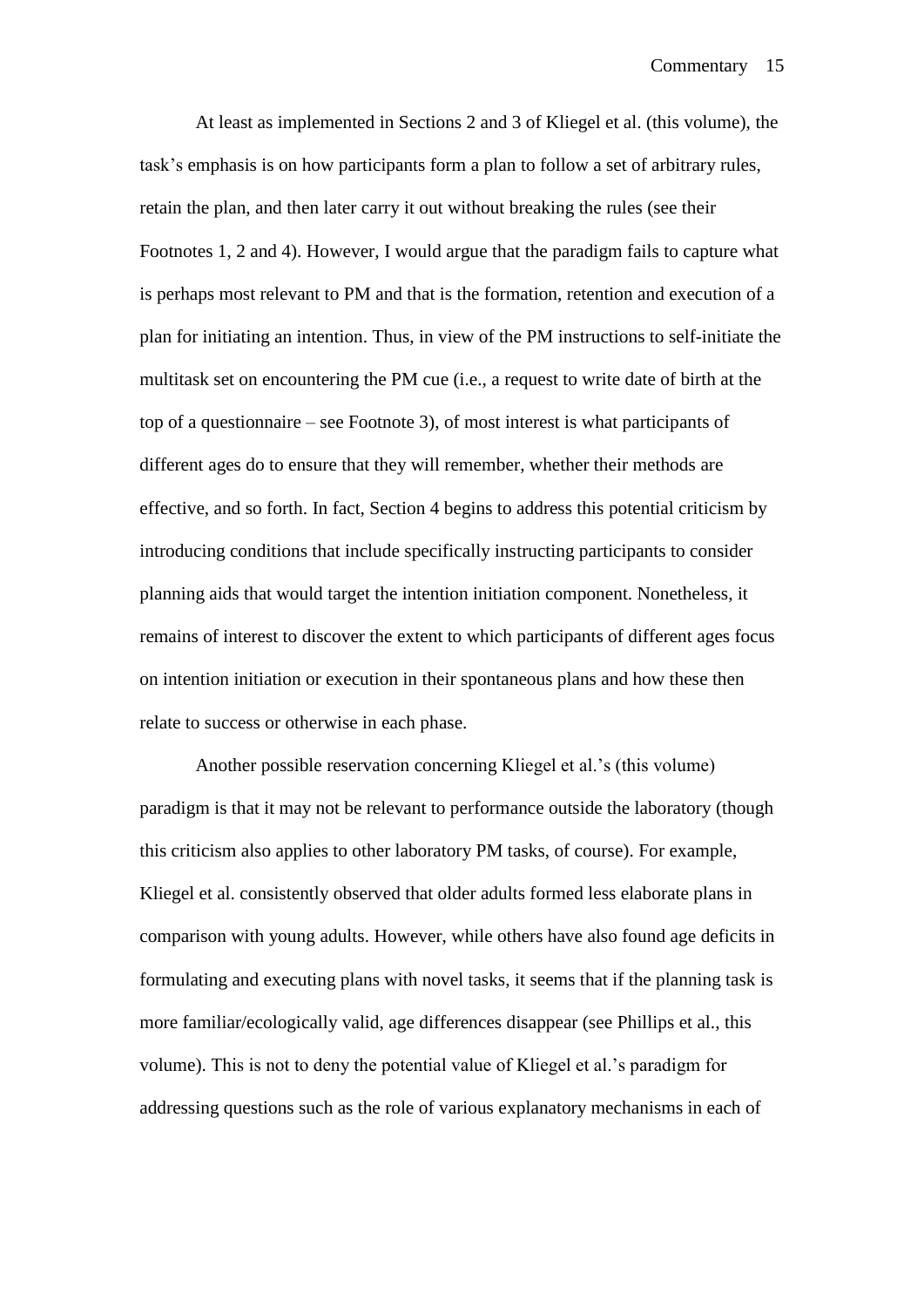At least as implemented in Sections 2 and 3 of Kliegel et al. (this volume), the task's emphasis is on how participants form a plan to follow a set of arbitrary rules, retain the plan, and then later carry it out without breaking the rules (see their Footnotes 1, 2 and 4). However, I would argue that the paradigm fails to capture what is perhaps most relevant to PM and that is the formation, retention and execution of a plan for initiating an intention. Thus, in view of the PM instructions to self-initiate the multitask set on encountering the PM cue (i.e., a request to write date of birth at the top of a questionnaire – see Footnote 3), of most interest is what participants of different ages do to ensure that they will remember, whether their methods are effective, and so forth. In fact, Section 4 begins to address this potential criticism by introducing conditions that include specifically instructing participants to consider planning aids that would target the intention initiation component. Nonetheless, it remains of interest to discover the extent to which participants of different ages focus on intention initiation or execution in their spontaneous plans and how these then relate to success or otherwise in each phase.

Another possible reservation concerning Kliegel et al.'s (this volume) paradigm is that it may not be relevant to performance outside the laboratory (though this criticism also applies to other laboratory PM tasks, of course). For example, Kliegel et al. consistently observed that older adults formed less elaborate plans in comparison with young adults. However, while others have also found age deficits in formulating and executing plans with novel tasks, it seems that if the planning task is more familiar/ecologically valid, age differences disappear (see Phillips et al., this volume). This is not to deny the potential value of Kliegel et al.'s paradigm for addressing questions such as the role of various explanatory mechanisms in each of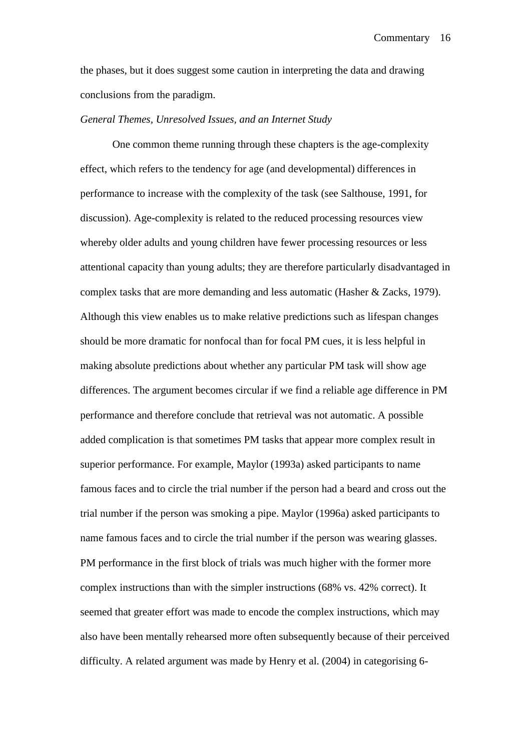the phases, but it does suggest some caution in interpreting the data and drawing conclusions from the paradigm.

*General Themes, Unresolved Issues, and an Internet Study*

One common theme running through these chapters is the age-complexity effect, which refers to the tendency for age (and developmental) differences in performance to increase with the complexity of the task (see Salthouse, 1991, for discussion). Age-complexity is related to the reduced processing resources view whereby older adults and young children have fewer processing resources or less attentional capacity than young adults; they are therefore particularly disadvantaged in complex tasks that are more demanding and less automatic (Hasher & Zacks, 1979). Although this view enables us to make relative predictions such as lifespan changes should be more dramatic for nonfocal than for focal PM cues, it is less helpful in making absolute predictions about whether any particular PM task will show age differences. The argument becomes circular if we find a reliable age difference in PM performance and therefore conclude that retrieval was not automatic. A possible added complication is that sometimes PM tasks that appear more complex result in superior performance. For example, Maylor (1993a) asked participants to name famous faces and to circle the trial number if the person had a beard and cross out the trial number if the person was smoking a pipe. Maylor (1996a) asked participants to name famous faces and to circle the trial number if the person was wearing glasses. PM performance in the first block of trials was much higher with the former more complex instructions than with the simpler instructions (68% vs. 42% correct). It seemed that greater effort was made to encode the complex instructions, which may also have been mentally rehearsed more often subsequently because of their perceived difficulty. A related argument was made by Henry et al. (2004) in categorising 6-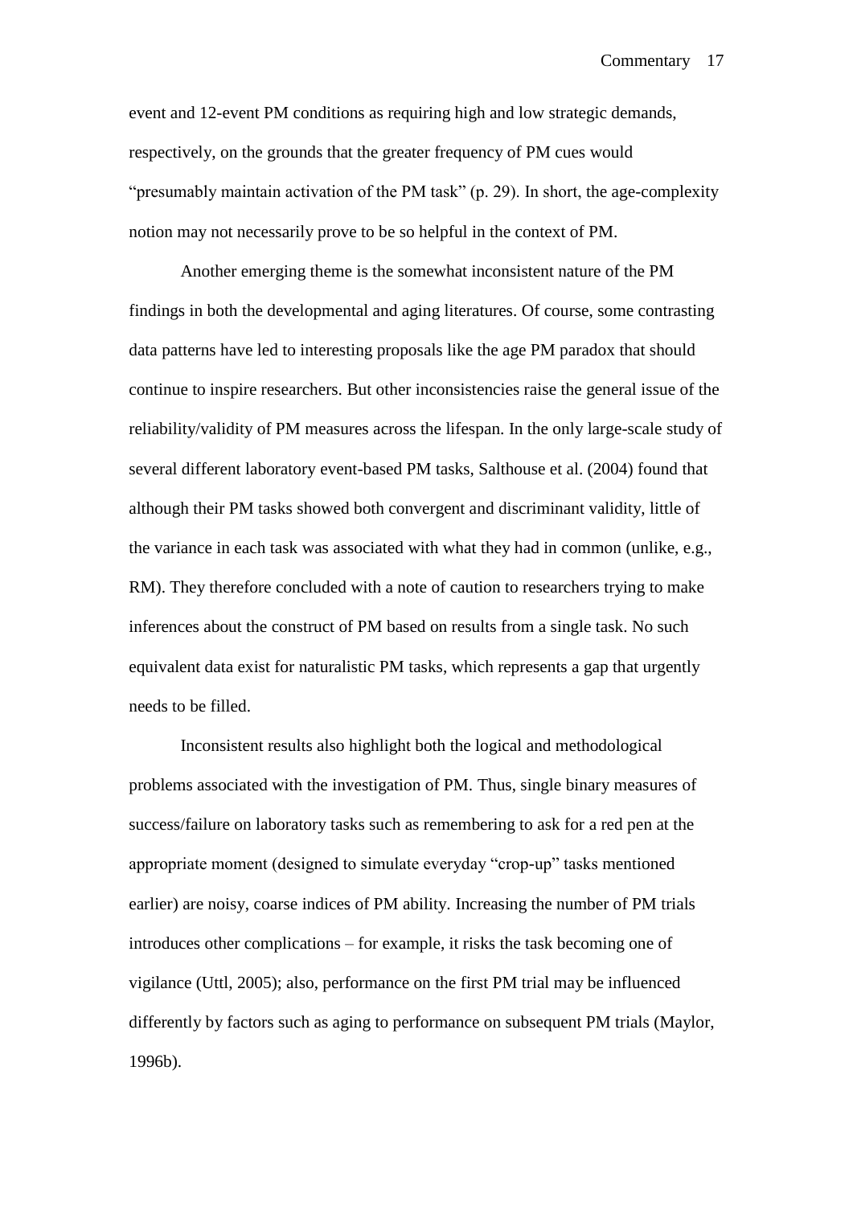event and 12-event PM conditions as requiring high and low strategic demands, respectively, on the grounds that the greater frequency of PM cues would "presumably maintain activation of the PM task" (p. 29). In short, the age-complexity notion may not necessarily prove to be so helpful in the context of PM.

Another emerging theme is the somewhat inconsistent nature of the PM findings in both the developmental and aging literatures. Of course, some contrasting data patterns have led to interesting proposals like the age PM paradox that should continue to inspire researchers. But other inconsistencies raise the general issue of the reliability/validity of PM measures across the lifespan. In the only large-scale study of several different laboratory event-based PM tasks, Salthouse et al. (2004) found that although their PM tasks showed both convergent and discriminant validity, little of the variance in each task was associated with what they had in common (unlike, e.g., RM). They therefore concluded with a note of caution to researchers trying to make inferences about the construct of PM based on results from a single task. No such equivalent data exist for naturalistic PM tasks, which represents a gap that urgently needs to be filled.

Inconsistent results also highlight both the logical and methodological problems associated with the investigation of PM. Thus, single binary measures of success/failure on laboratory tasks such as remembering to ask for a red pen at the appropriate moment (designed to simulate everyday "crop-up" tasks mentioned earlier) are noisy, coarse indices of PM ability. Increasing the number of PM trials introduces other complications – for example, it risks the task becoming one of vigilance (Uttl, 2005); also, performance on the first PM trial may be influenced differently by factors such as aging to performance on subsequent PM trials (Maylor, 1996b).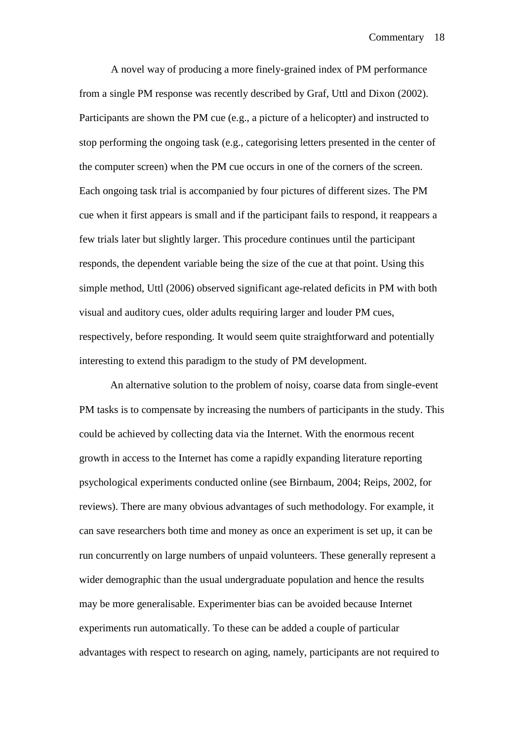A novel way of producing a more finely-grained index of PM performance from a single PM response was recently described by Graf, Uttl and Dixon (2002). Participants are shown the PM cue (e.g., a picture of a helicopter) and instructed to stop performing the ongoing task (e.g., categorising letters presented in the center of the computer screen) when the PM cue occurs in one of the corners of the screen. Each ongoing task trial is accompanied by four pictures of different sizes. The PM cue when it first appears is small and if the participant fails to respond, it reappears a few trials later but slightly larger. This procedure continues until the participant responds, the dependent variable being the size of the cue at that point. Using this simple method, Uttl (2006) observed significant age-related deficits in PM with both visual and auditory cues, older adults requiring larger and louder PM cues, respectively, before responding. It would seem quite straightforward and potentially interesting to extend this paradigm to the study of PM development.

An alternative solution to the problem of noisy, coarse data from single-event PM tasks is to compensate by increasing the numbers of participants in the study. This could be achieved by collecting data via the Internet. With the enormous recent growth in access to the Internet has come a rapidly expanding literature reporting psychological experiments conducted online (see Birnbaum, 2004; Reips, 2002, for reviews). There are many obvious advantages of such methodology. For example, it can save researchers both time and money as once an experiment is set up, it can be run concurrently on large numbers of unpaid volunteers. These generally represent a wider demographic than the usual undergraduate population and hence the results may be more generalisable. Experimenter bias can be avoided because Internet experiments run automatically. To these can be added a couple of particular advantages with respect to research on aging, namely, participants are not required to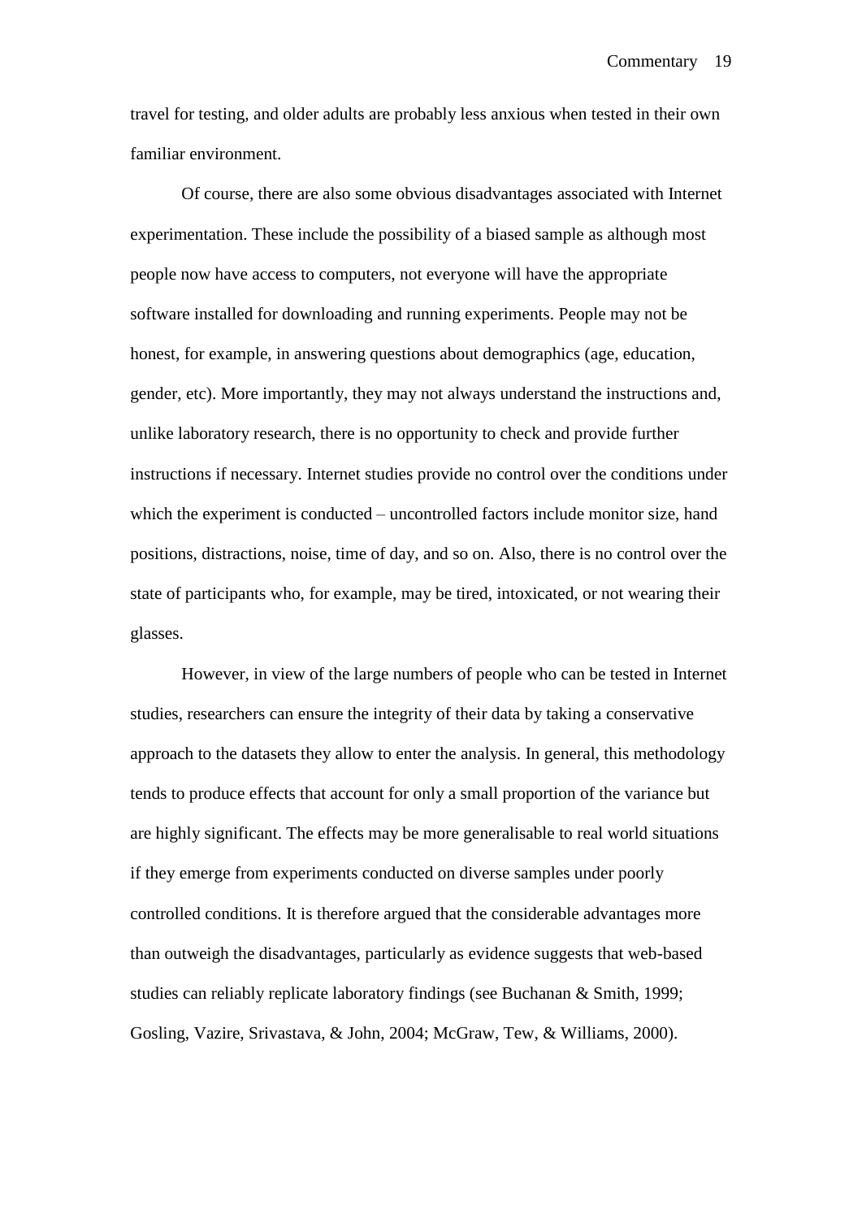travel for testing, and older adults are probably less anxious when tested in their own familiar environment.

Of course, there are also some obvious disadvantages associated with Internet experimentation. These include the possibility of a biased sample as although most people now have access to computers, not everyone will have the appropriate software installed for downloading and running experiments. People may not be honest, for example, in answering questions about demographics (age, education, gender, etc). More importantly, they may not always understand the instructions and, unlike laboratory research, there is no opportunity to check and provide further instructions if necessary. Internet studies provide no control over the conditions under which the experiment is conducted – uncontrolled factors include monitor size, hand positions, distractions, noise, time of day, and so on. Also, there is no control over the state of participants who, for example, may be tired, intoxicated, or not wearing their glasses.

However, in view of the large numbers of people who can be tested in Internet studies, researchers can ensure the integrity of their data by taking a conservative approach to the datasets they allow to enter the analysis. In general, this methodology tends to produce effects that account for only a small proportion of the variance but are highly significant. The effects may be more generalisable to real world situations if they emerge from experiments conducted on diverse samples under poorly controlled conditions. It is therefore argued that the considerable advantages more than outweigh the disadvantages, particularly as evidence suggests that web-based studies can reliably replicate laboratory findings (see Buchanan & Smith, 1999; Gosling, Vazire, Srivastava, & John, 2004; McGraw, Tew, & Williams, 2000).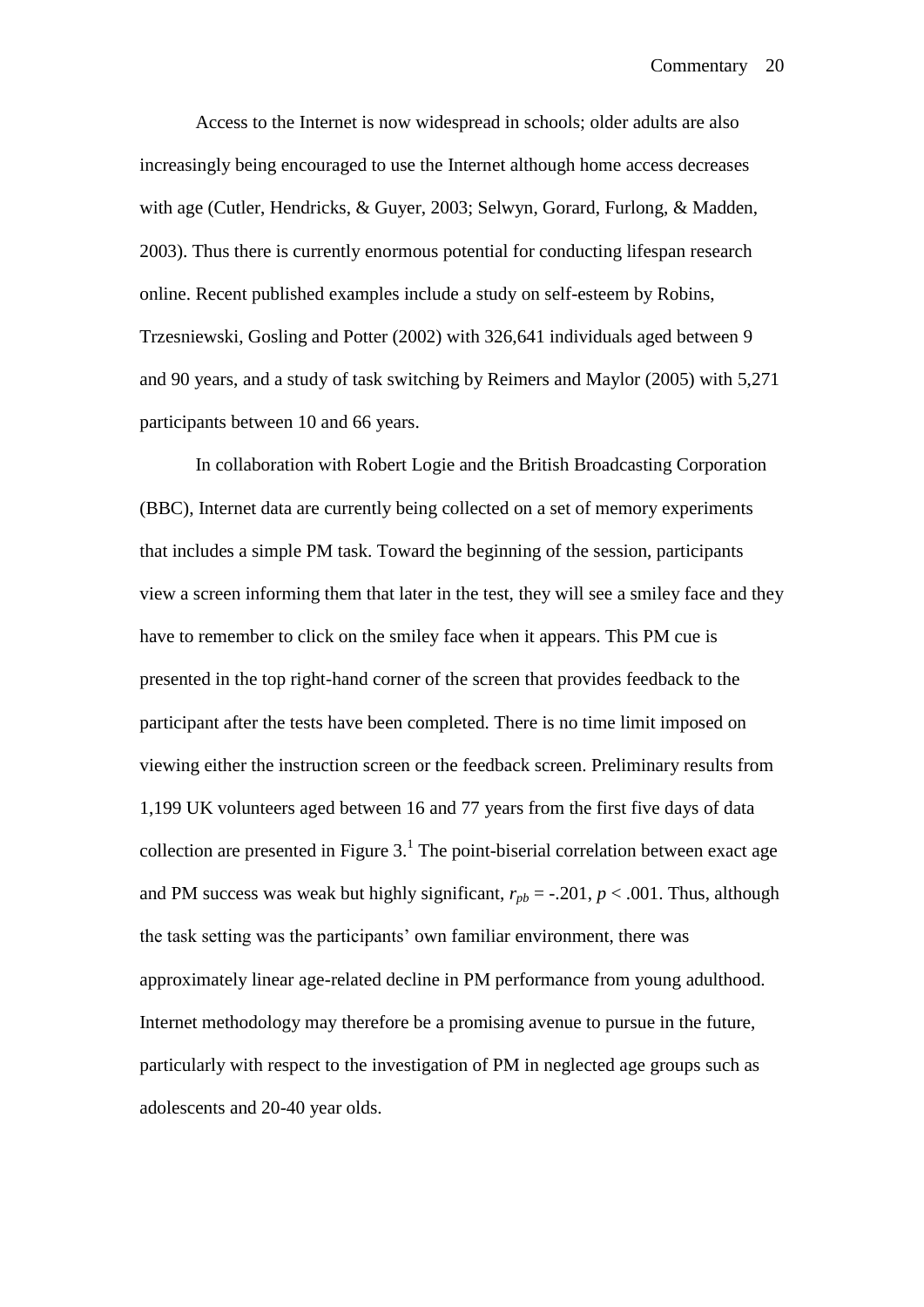Access to the Internet is now widespread in schools; older adults are also increasingly being encouraged to use the Internet although home access decreases with age (Cutler, Hendricks, & Guyer, 2003; Selwyn, Gorard, Furlong, & Madden, 2003). Thus there is currently enormous potential for conducting lifespan research online. Recent published examples include a study on self-esteem by Robins, Trzesniewski, Gosling and Potter (2002) with 326,641 individuals aged between 9 and 90 years, and a study of task switching by Reimers and Maylor (2005) with 5,271 participants between 10 and 66 years.

In collaboration with Robert Logie and the British Broadcasting Corporation (BBC), Internet data are currently being collected on a set of memory experiments that includes a simple PM task. Toward the beginning of the session, participants view a screen informing them that later in the test, they will see a smiley face and they have to remember to click on the smiley face when it appears. This PM cue is presented in the top right-hand corner of the screen that provides feedback to the participant after the tests have been completed. There is no time limit imposed on viewing either the instruction screen or the feedback screen. Preliminary results from 1,199 UK volunteers aged between 16 and 77 years from the first five days of data collection are presented in Figure 3.[1] The point-biserial correlation between exact age and PM success was weak but highly significant, $r_{pb} = -.201$, $p < .001$. Thus, although the task setting was the participants' own familiar environment, there was approximately linear age-related decline in PM performance from young adulthood. Internet methodology may therefore be a promising avenue to pursue in the future, particularly with respect to the investigation of PM in neglected age groups such as adolescents and 20-40 year olds.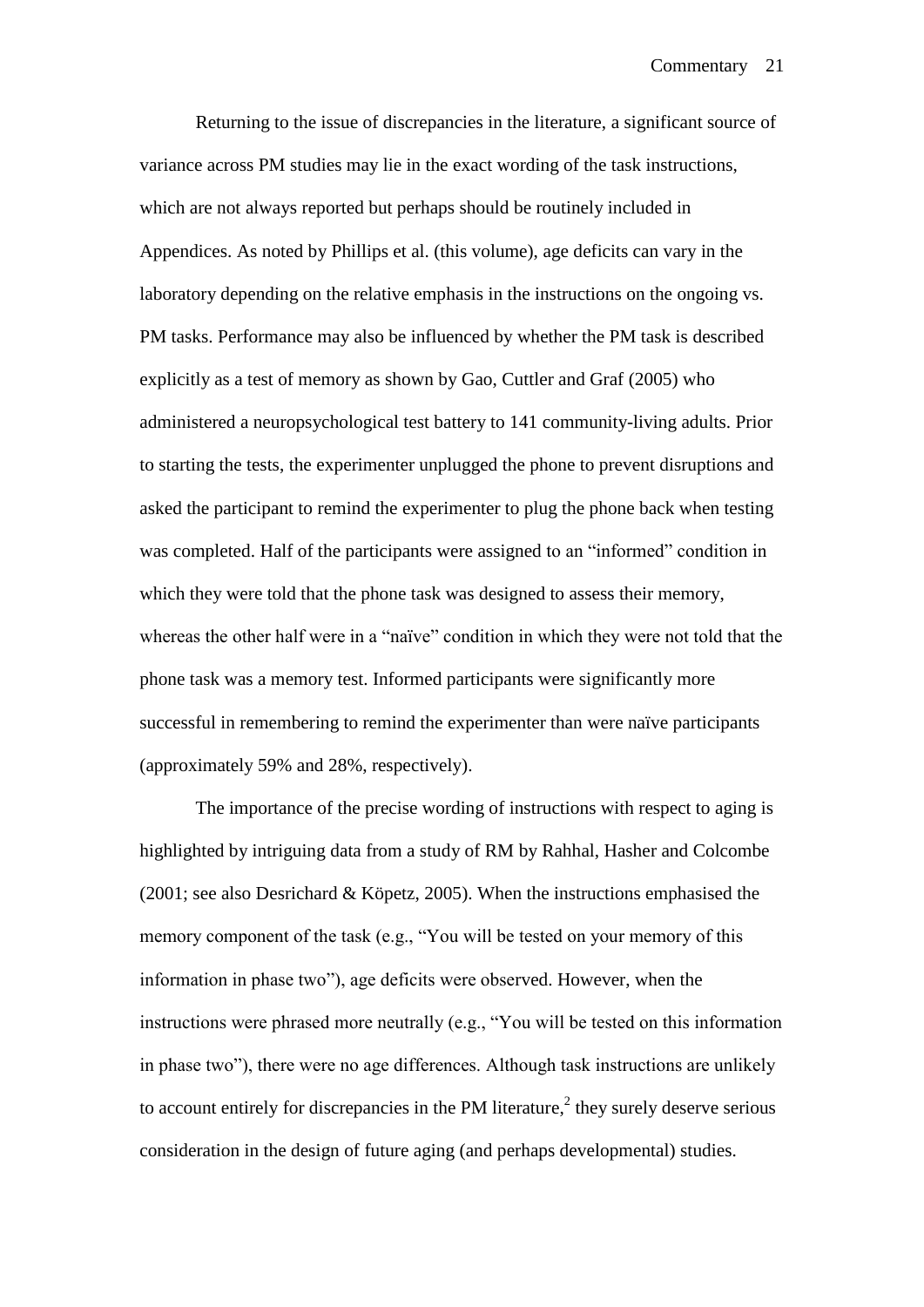Returning to the issue of discrepancies in the literature, a significant source of variance across PM studies may lie in the exact wording of the task instructions, which are not always reported but perhaps should be routinely included in Appendices. As noted by Phillips et al. (this volume), age deficits can vary in the laboratory depending on the relative emphasis in the instructions on the ongoing vs. PM tasks. Performance may also be influenced by whether the PM task is described explicitly as a test of memory as shown by Gao, Cuttler and Graf (2005) who administered a neuropsychological test battery to 141 community-living adults. Prior to starting the tests, the experimenter unplugged the phone to prevent disruptions and asked the participant to remind the experimenter to plug the phone back when testing was completed. Half of the participants were assigned to an "informed" condition in which they were told that the phone task was designed to assess their memory, whereas the other half were in a "naïve" condition in which they were not told that the phone task was a memory test. Informed participants were significantly more successful in remembering to remind the experimenter than were naïve participants (approximately 59% and 28%, respectively).

The importance of the precise wording of instructions with respect to aging is highlighted by intriguing data from a study of RM by Rahhal, Hasher and Colcombe (2001; see also Desrichard & Köpetz, 2005). When the instructions emphasised the memory component of the task (e.g., "You will be tested on your memory of this information in phase two"), age deficits were observed. However, when the instructions were phrased more neutrally (e.g., "You will be tested on this information in phase two"), there were no age differences. Although task instructions are unlikely to account entirely for discrepancies in the PM literature,[2] they surely deserve serious consideration in the design of future aging (and perhaps developmental) studies.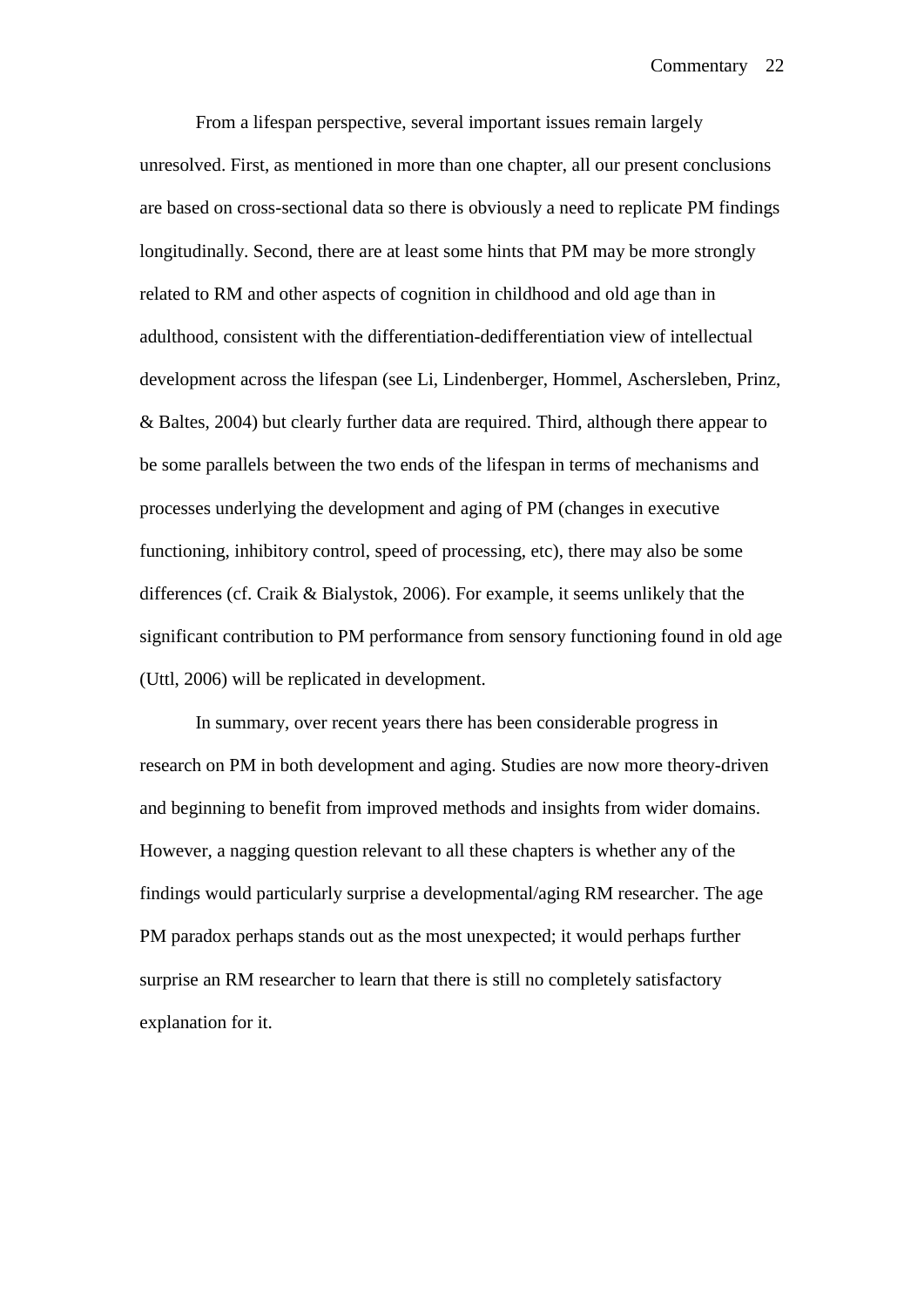From a lifespan perspective, several important issues remain largely unresolved. First, as mentioned in more than one chapter, all our present conclusions are based on cross-sectional data so there is obviously a need to replicate PM findings longitudinally. Second, there are at least some hints that PM may be more strongly related to RM and other aspects of cognition in childhood and old age than in adulthood, consistent with the differentiation-dedifferentiation view of intellectual development across the lifespan (see Li, Lindenberger, Hommel, Aschersleben, Prinz, & Baltes, 2004) but clearly further data are required. Third, although there appear to be some parallels between the two ends of the lifespan in terms of mechanisms and processes underlying the development and aging of PM (changes in executive functioning, inhibitory control, speed of processing, etc), there may also be some differences (cf. Craik & Bialystok, 2006). For example, it seems unlikely that the significant contribution to PM performance from sensory functioning found in old age (Uttl, 2006) will be replicated in development.

In summary, over recent years there has been considerable progress in research on PM in both development and aging. Studies are now more theory-driven and beginning to benefit from improved methods and insights from wider domains. However, a nagging question relevant to all these chapters is whether any of the findings would particularly surprise a developmental/aging RM researcher. The age PM paradox perhaps stands out as the most unexpected; it would perhaps further surprise an RM researcher to learn that there is still no completely satisfactory explanation for it.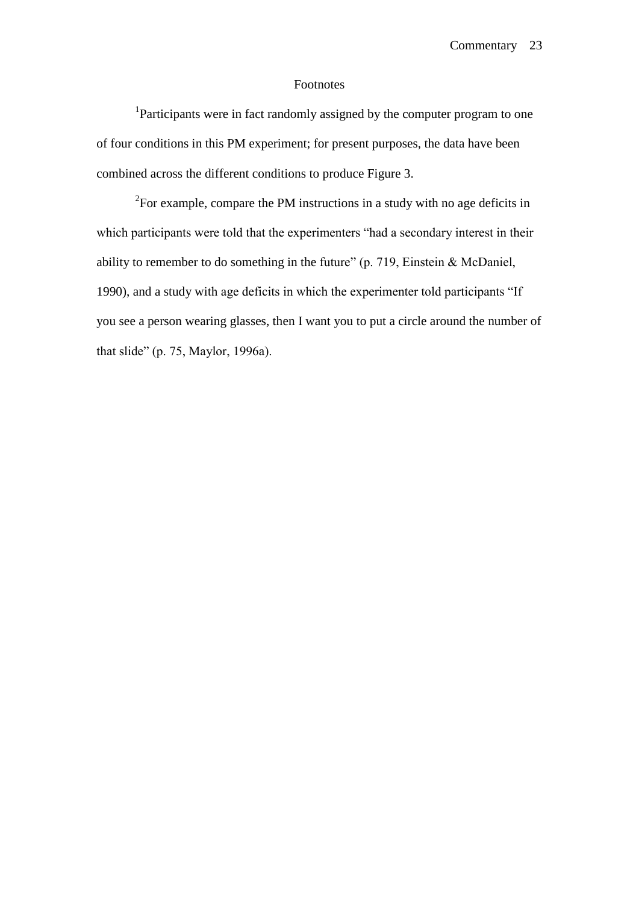# Footnotes

[1]Participants were in fact randomly assigned by the computer program to one of four conditions in this PM experiment; for present purposes, the data have been combined across the different conditions to produce Figure 3.

[2]For example, compare the PM instructions in a study with no age deficits in which participants were told that the experimenters "had a secondary interest in their ability to remember to do something in the future" (p. 719, Einstein & McDaniel, 1990), and a study with age deficits in which the experimenter told participants "If you see a person wearing glasses, then I want you to put a circle around the number of that slide" (p. 75, Maylor, 1996a).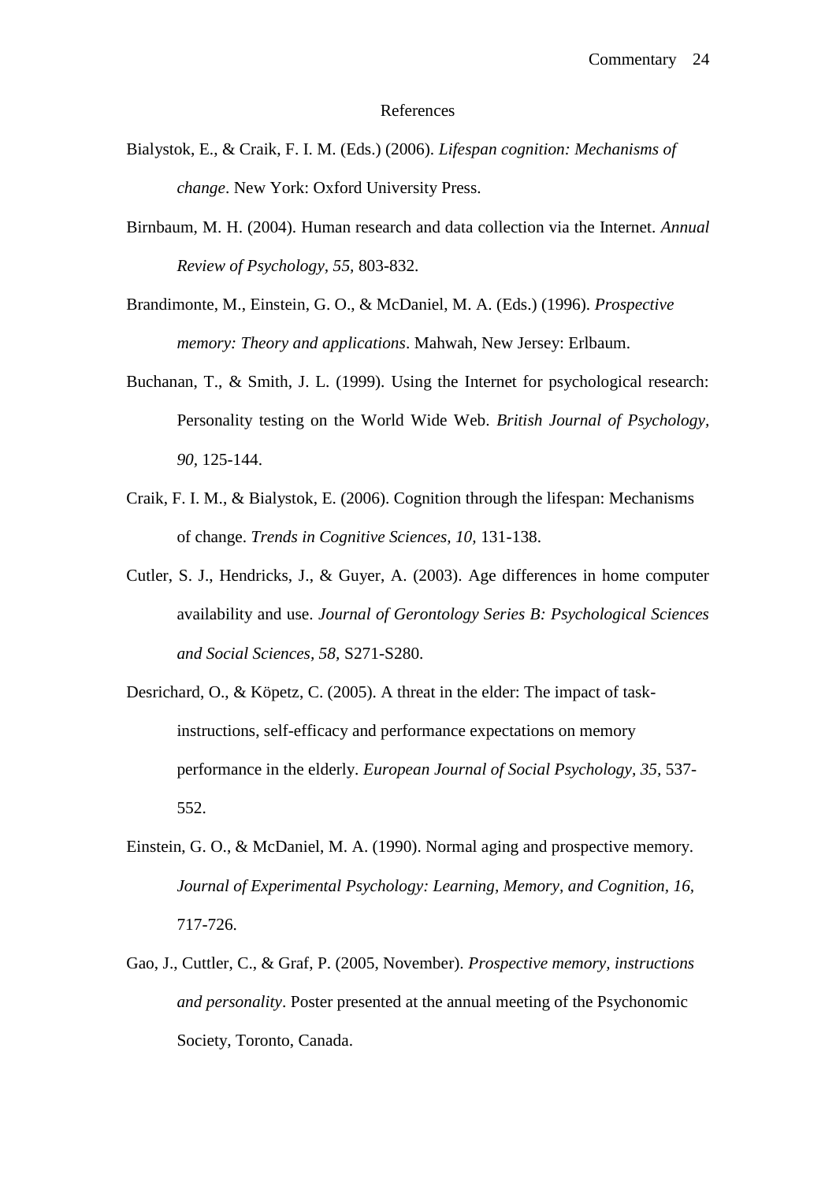# References

Bialystok, E., & Craik, F. I. M. (Eds.) (2006). *Lifespan cognition: Mechanisms of change*. New York: Oxford University Press.

Birnbaum, M. H. (2004). Human research and data collection via the Internet. *Annual Review of Psychology, 55,* 803-832.

Brandimonte, M., Einstein, G. O., & McDaniel, M. A. (Eds.) (1996). *Prospective memory: Theory and applications*. Mahwah, New Jersey: Erlbaum.

Buchanan, T., & Smith, J. L. (1999). Using the Internet for psychological research: Personality testing on the World Wide Web. *British Journal of Psychology, 90,* 125-144.

Craik, F. I. M., & Bialystok, E. (2006). Cognition through the lifespan: Mechanisms of change. *Trends in Cognitive Sciences, 10,* 131-138.

Cutler, S. J., Hendricks, J., & Guyer, A. (2003). Age differences in home computer availability and use. *Journal of Gerontology Series B: Psychological Sciences and Social Sciences, 58,* S271-S280.

Desrichard, O., & Köpetz, C. (2005). A threat in the elder: The impact of task-instructions, self-efficacy and performance expectations on memory performance in the elderly. *European Journal of Social Psychology, 35,* 537-552.

Einstein, G. O., & McDaniel, M. A. (1990). Normal aging and prospective memory. *Journal of Experimental Psychology: Learning, Memory, and Cognition, 16,* 717-726.

Gao, J., Cuttler, C., & Graf, P. (2005, November). *Prospective memory, instructions and personality*. Poster presented at the annual meeting of the Psychonomic Society, Toronto, Canada.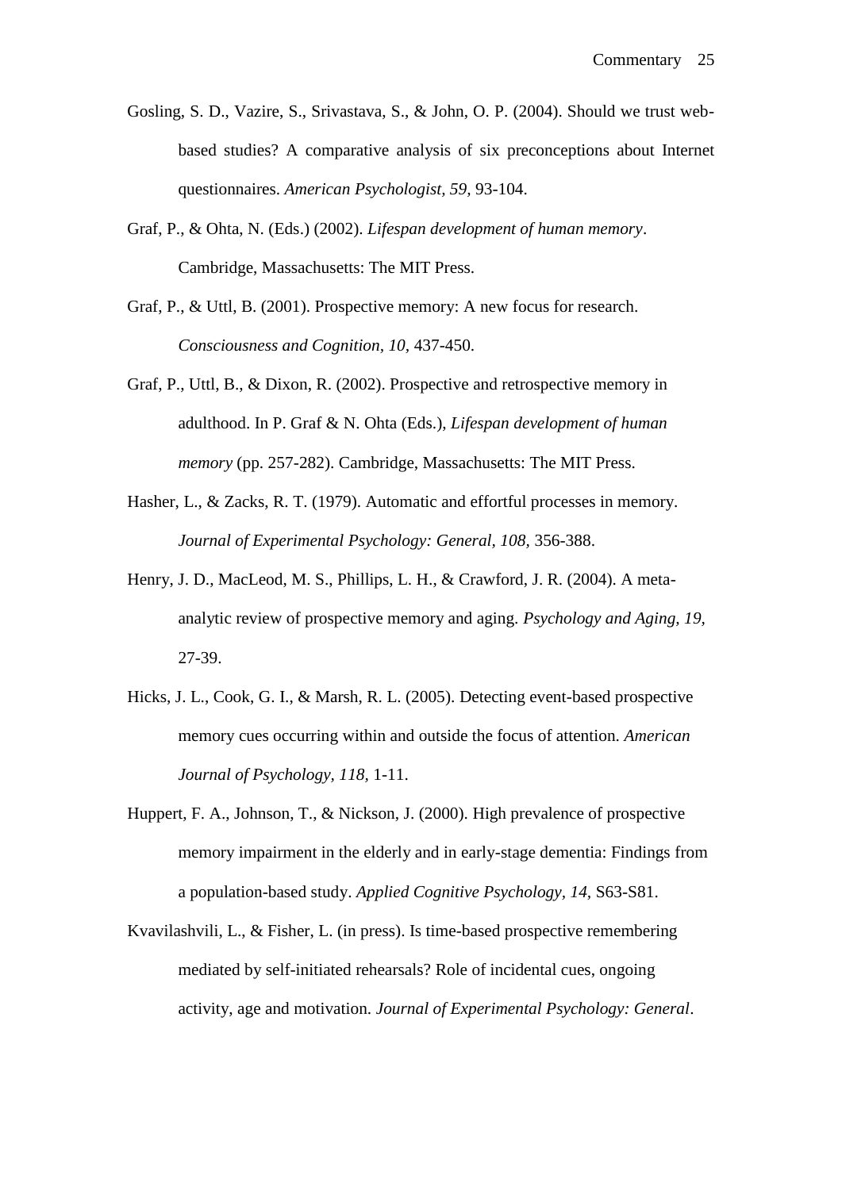Gosling, S. D., Vazire, S., Srivastava, S., & John, O. P. (2004). Should we trust web-based studies? A comparative analysis of six preconceptions about Internet questionnaires. *American Psychologist, 59,* 93-104.

Graf, P., & Ohta, N. (Eds.) (2002). *Lifespan development of human memory*. Cambridge, Massachusetts: The MIT Press.

Graf, P., & Uttl, B. (2001). Prospective memory: A new focus for research. *Consciousness and Cognition, 10,* 437-450.

Graf, P., Uttl, B., & Dixon, R. (2002). Prospective and retrospective memory in adulthood. In P. Graf & N. Ohta (Eds.), *Lifespan development of human memory* (pp. 257-282). Cambridge, Massachusetts: The MIT Press.

Hasher, L., & Zacks, R. T. (1979). Automatic and effortful processes in memory. *Journal of Experimental Psychology: General, 108,* 356-388.

Henry, J. D., MacLeod, M. S., Phillips, L. H., & Crawford, J. R. (2004). A meta-analytic review of prospective memory and aging. *Psychology and Aging, 19,* 27-39.

Hicks, J. L., Cook, G. I., & Marsh, R. L. (2005). Detecting event-based prospective memory cues occurring within and outside the focus of attention. *American Journal of Psychology, 118,* 1-11.

Huppert, F. A., Johnson, T., & Nickson, J. (2000). High prevalence of prospective memory impairment in the elderly and in early-stage dementia: Findings from a population-based study. *Applied Cognitive Psychology, 14,* S63-S81.

Kvavilashvili, L., & Fisher, L. (in press). Is time-based prospective remembering mediated by self-initiated rehearsals? Role of incidental cues, ongoing activity, age and motivation. *Journal of Experimental Psychology: General*.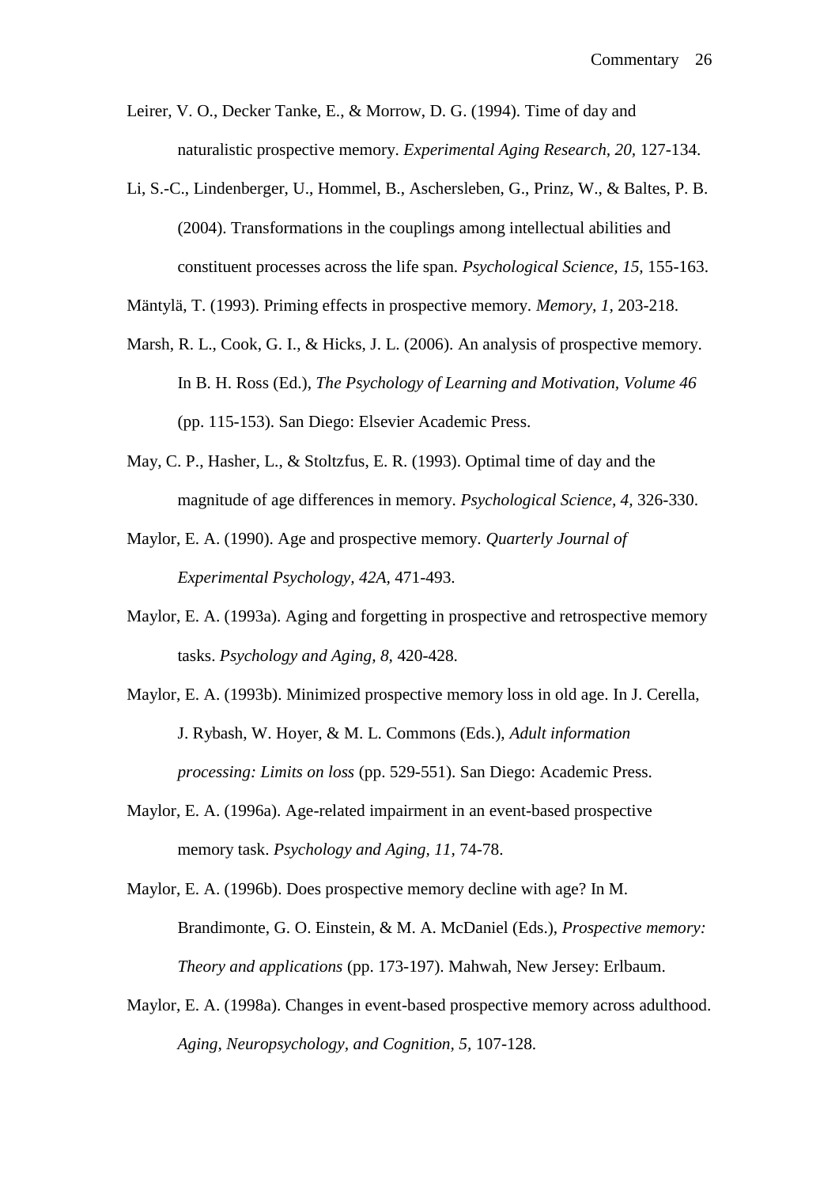Leirer, V. O., Decker Tanke, E., & Morrow, D. G. (1994). Time of day and naturalistic prospective memory. *Experimental Aging Research, 20,* 127-134.

Li, S.-C., Lindenberger, U., Hommel, B., Aschersleben, G., Prinz, W., & Baltes, P. B. (2004). Transformations in the couplings among intellectual abilities and constituent processes across the life span. *Psychological Science, 15,* 155-163.

Mäntylä, T. (1993). Priming effects in prospective memory. *Memory, 1,* 203-218.

Marsh, R. L., Cook, G. I., & Hicks, J. L. (2006). An analysis of prospective memory. In B. H. Ross (Ed.), *The Psychology of Learning and Motivation, Volume 46* (pp. 115-153). San Diego: Elsevier Academic Press.

May, C. P., Hasher, L., & Stoltzfus, E. R. (1993). Optimal time of day and the magnitude of age differences in memory. *Psychological Science, 4,* 326-330.

Maylor, E. A. (1990). Age and prospective memory. *Quarterly Journal of Experimental Psychology, 42A,* 471-493.

Maylor, E. A. (1993a). Aging and forgetting in prospective and retrospective memory tasks. *Psychology and Aging, 8,* 420-428.

Maylor, E. A. (1993b). Minimized prospective memory loss in old age. In J. Cerella, J. Rybash, W. Hoyer, & M. L. Commons (Eds.), *Adult information processing: Limits on loss* (pp. 529-551). San Diego: Academic Press.

Maylor, E. A. (1996a). Age-related impairment in an event-based prospective memory task. *Psychology and Aging, 11,* 74-78.

Maylor, E. A. (1996b). Does prospective memory decline with age? In M. Brandimonte, G. O. Einstein, & M. A. McDaniel (Eds.), *Prospective memory: Theory and applications* (pp. 173-197). Mahwah, New Jersey: Erlbaum.

Maylor, E. A. (1998a). Changes in event-based prospective memory across adulthood. *Aging, Neuropsychology, and Cognition, 5,* 107-128.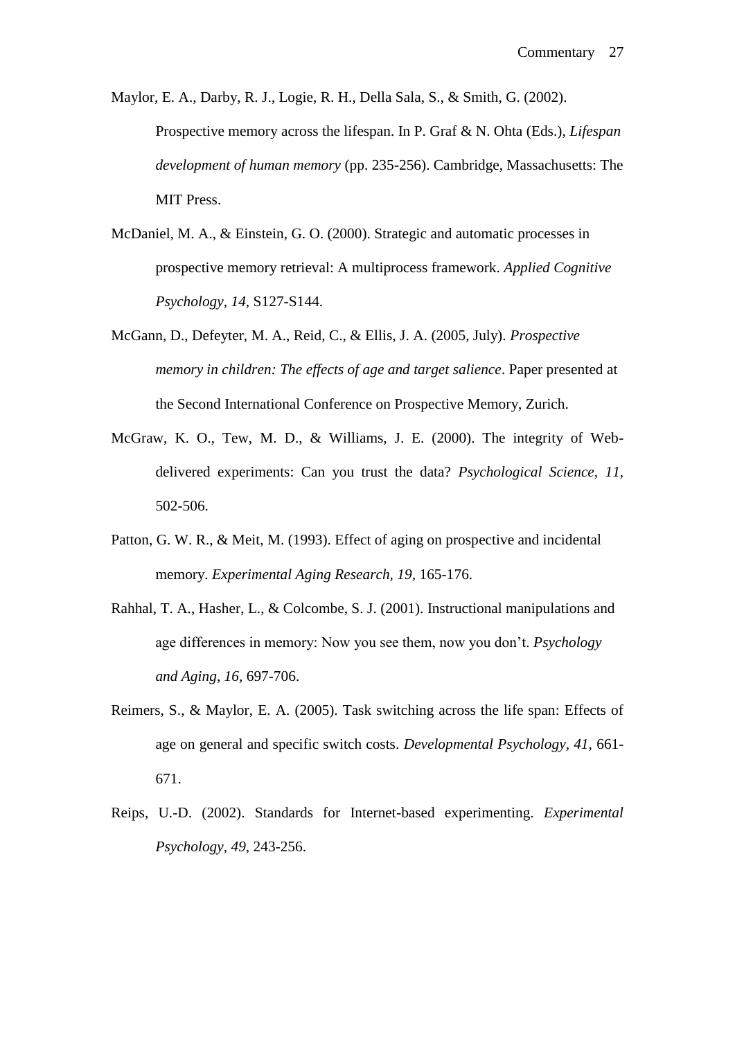Maylor, E. A., Darby, R. J., Logie, R. H., Della Sala, S., & Smith, G. (2002). Prospective memory across the lifespan. In P. Graf & N. Ohta (Eds.), *Lifespan development of human memory* (pp. 235-256). Cambridge, Massachusetts: The MIT Press.

McDaniel, M. A., & Einstein, G. O. (2000). Strategic and automatic processes in prospective memory retrieval: A multiprocess framework. *Applied Cognitive Psychology, 14,* S127-S144.

McGann, D., Defeyter, M. A., Reid, C., & Ellis, J. A. (2005, July). *Prospective memory in children: The effects of age and target salience*. Paper presented at the Second International Conference on Prospective Memory, Zurich.

McGraw, K. O., Tew, M. D., & Williams, J. E. (2000). The integrity of Web-delivered experiments: Can you trust the data? *Psychological Science, 11,* 502-506.

Patton, G. W. R., & Meit, M. (1993). Effect of aging on prospective and incidental memory. *Experimental Aging Research, 19,* 165-176.

Rahhal, T. A., Hasher, L., & Colcombe, S. J. (2001). Instructional manipulations and age differences in memory: Now you see them, now you don't. *Psychology and Aging, 16,* 697-706.

Reimers, S., & Maylor, E. A. (2005). Task switching across the life span: Effects of age on general and specific switch costs. *Developmental Psychology, 41,* 661-671.

Reips, U.-D. (2002). Standards for Internet-based experimenting. *Experimental Psychology, 49,* 243-256.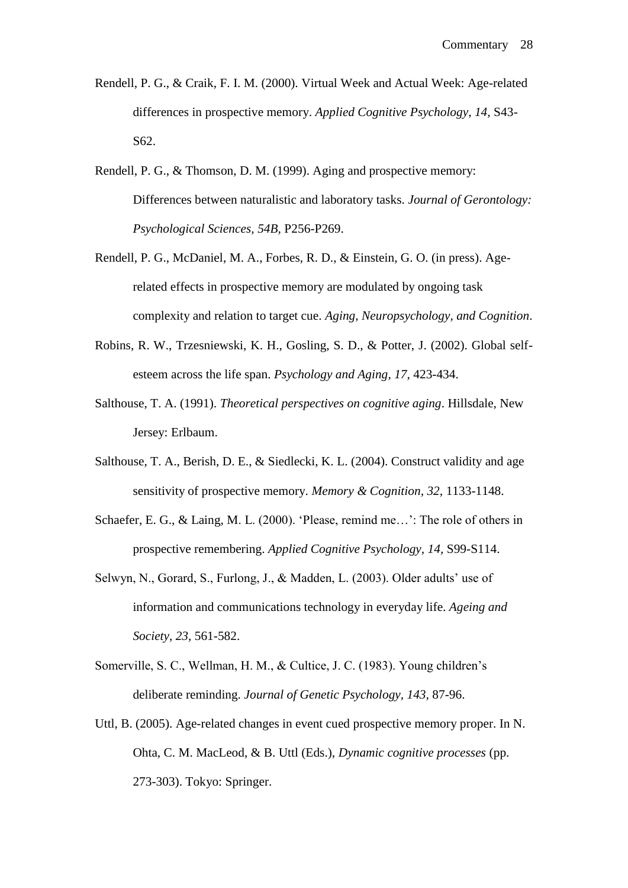Rendell, P. G., & Craik, F. I. M. (2000). Virtual Week and Actual Week: Age-related differences in prospective memory. *Applied Cognitive Psychology, 14,* S43-S62.

Rendell, P. G., & Thomson, D. M. (1999). Aging and prospective memory: Differences between naturalistic and laboratory tasks. *Journal of Gerontology: Psychological Sciences, 54B,* P256-P269.

Rendell, P. G., McDaniel, M. A., Forbes, R. D., & Einstein, G. O. (in press). Age-related effects in prospective memory are modulated by ongoing task complexity and relation to target cue. *Aging, Neuropsychology, and Cognition*.

Robins, R. W., Trzesniewski, K. H., Gosling, S. D., & Potter, J. (2002). Global self-esteem across the life span. *Psychology and Aging, 17,* 423-434.

Salthouse, T. A. (1991). *Theoretical perspectives on cognitive aging*. Hillsdale, New Jersey: Erlbaum.

Salthouse, T. A., Berish, D. E., & Siedlecki, K. L. (2004). Construct validity and age sensitivity of prospective memory. *Memory & Cognition, 32,* 1133-1148.

Schaefer, E. G., & Laing, M. L. (2000). 'Please, remind me…': The role of others in prospective remembering. *Applied Cognitive Psychology, 14,* S99-S114.

Selwyn, N., Gorard, S., Furlong, J., & Madden, L. (2003). Older adults' use of information and communications technology in everyday life. *Ageing and Society, 23,* 561-582.

Somerville, S. C., Wellman, H. M., & Cultice, J. C. (1983). Young children's deliberate reminding. *Journal of Genetic Psychology, 143,* 87-96.

Uttl, B. (2005). Age-related changes in event cued prospective memory proper. In N. Ohta, C. M. MacLeod, & B. Uttl (Eds.), *Dynamic cognitive processes* (pp. 273-303). Tokyo: Springer.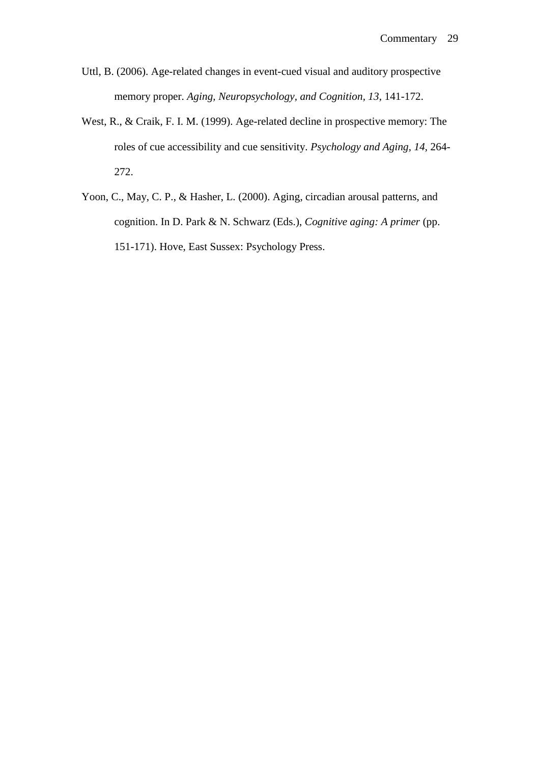Uttl, B. (2006). Age-related changes in event-cued visual and auditory prospective memory proper. *Aging, Neuropsychology, and Cognition, 13*, 141-172.

West, R., & Craik, F. I. M. (1999). Age-related decline in prospective memory: The roles of cue accessibility and cue sensitivity. *Psychology and Aging, 14*, 264-272.

Yoon, C., May, C. P., & Hasher, L. (2000). Aging, circadian arousal patterns, and cognition. In D. Park & N. Schwarz (Eds.), *Cognitive aging: A primer* (pp. 151-171). Hove, East Sussex: Psychology Press.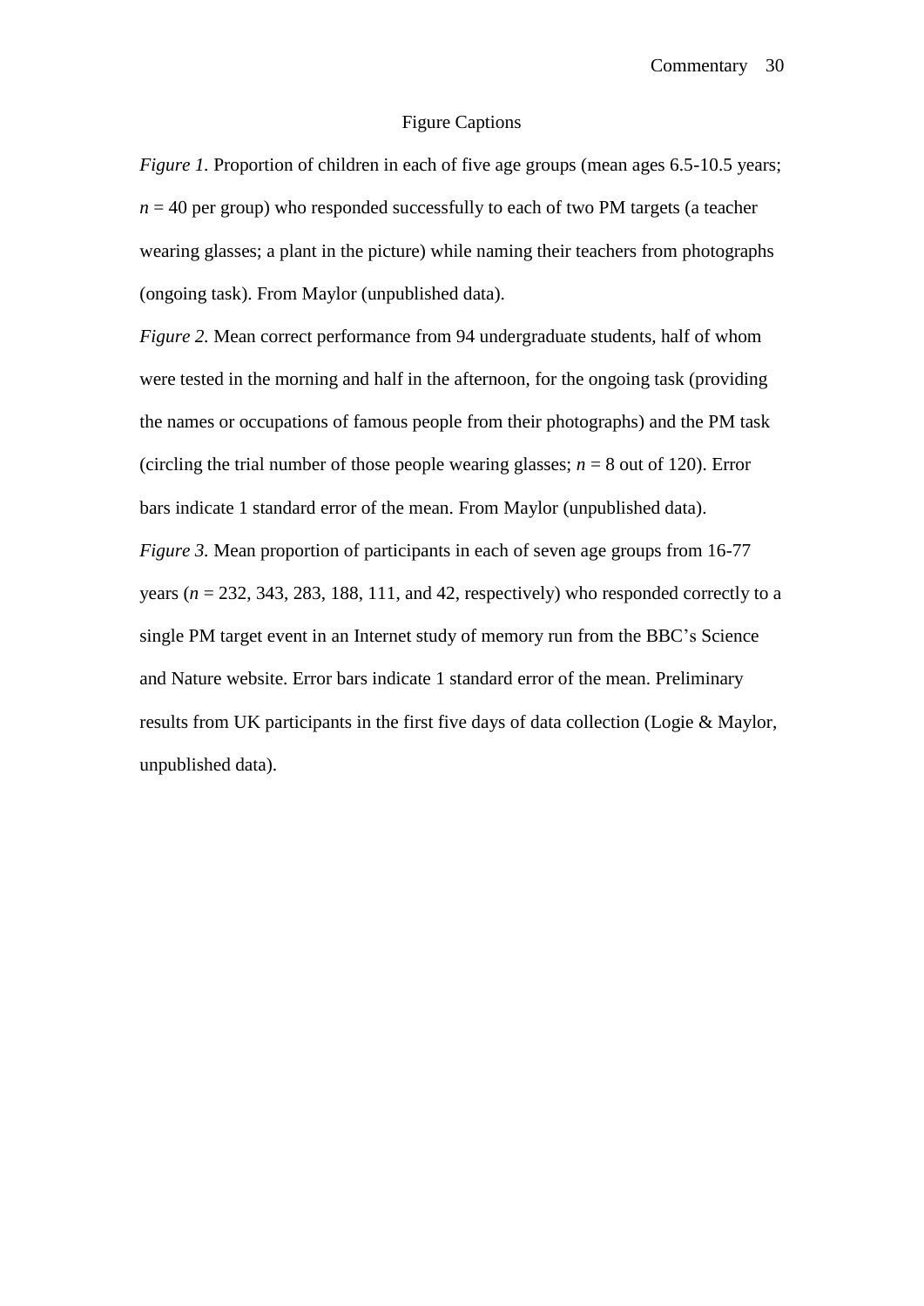# Figure Captions

*Figure 1.* Proportion of children in each of five age groups (mean ages 6.5-10.5 years; $n$ = 40 per group) who responded successfully to each of two PM targets (a teacher wearing glasses; a plant in the picture) while naming their teachers from photographs (ongoing task). From Maylor (unpublished data).

*Figure 2.* Mean correct performance from 94 undergraduate students, half of whom were tested in the morning and half in the afternoon, for the ongoing task (providing the names or occupations of famous people from their photographs) and the PM task (circling the trial number of those people wearing glasses; $n$ = 8 out of 120). Error bars indicate 1 standard error of the mean. From Maylor (unpublished data).

*Figure 3.* Mean proportion of participants in each of seven age groups from 16-77 years ($n$ = 232, 343, 283, 188, 111, and 42, respectively) who responded correctly to a single PM target event in an Internet study of memory run from the BBC's Science and Nature website. Error bars indicate 1 standard error of the mean. Preliminary results from UK participants in the first five days of data collection (Logie & Maylor, unpublished data).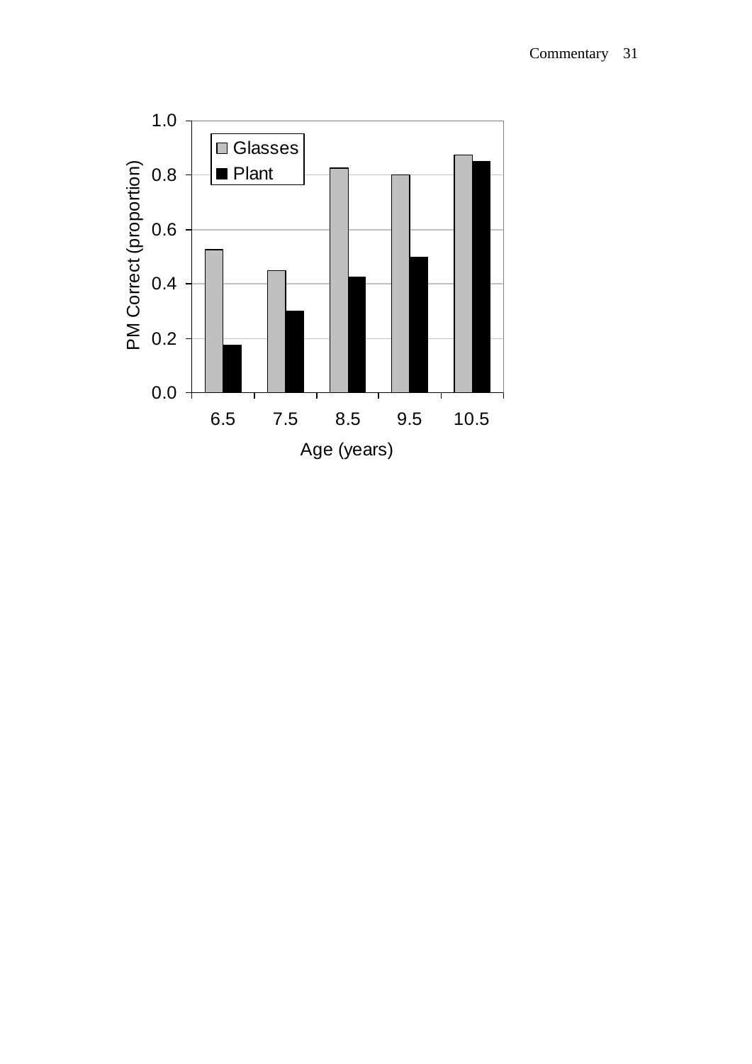| Age (years) | Glasses | Plant |
|---|---|---|
| 6.5 | | |
| 7.5 | | |
| 8.5 | | |
| 9.5 | | |
| 10.5 | | |

PM Correct (proportion)

1.0
0.8
0.6
0.4
0.2
0.0

Age (years)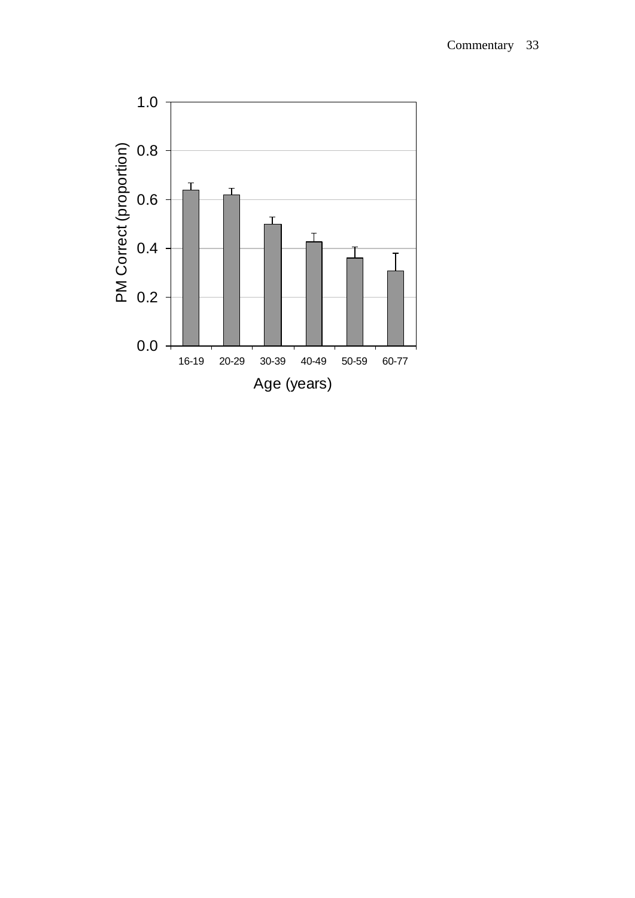1.0
0.8
0.6
0.4
0.2
0.0

PM Correct (proportion)

16-19 20-29 30-39 40-49 50-59 60-77

Age (years)